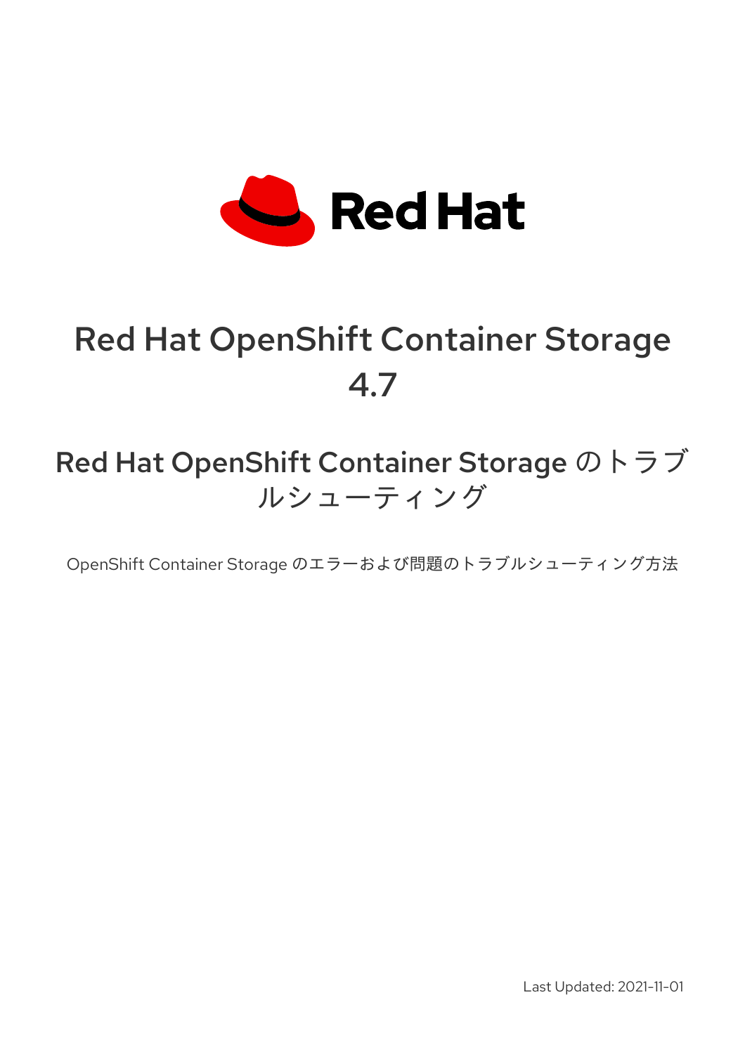Red Hat

# Red Hat OpenShift Container Storage 4.7

## Red Hat OpenShift Container Storage のトラブルシューティング

OpenShift Container Storage のエラーおよび問題のトラブルシューティング方法

Last Updated: 2021-11-01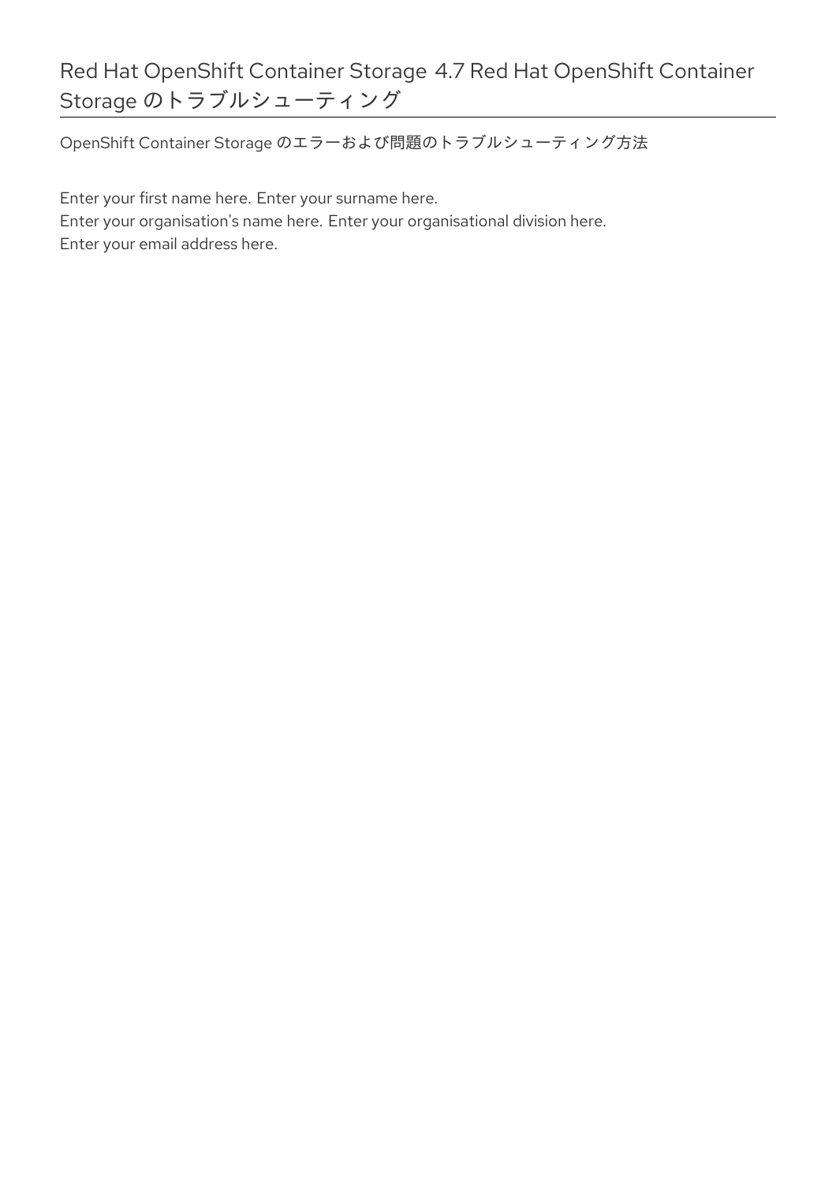# Red Hat OpenShift Container Storage 4.7 Red Hat OpenShift Container Storage のトラブルシューティング

OpenShift Container Storage のエラーおよび問題のトラブルシューティング方法

Enter your first name here. Enter your surname here.
Enter your organisation's name here. Enter your organisational division here.
Enter your email address here.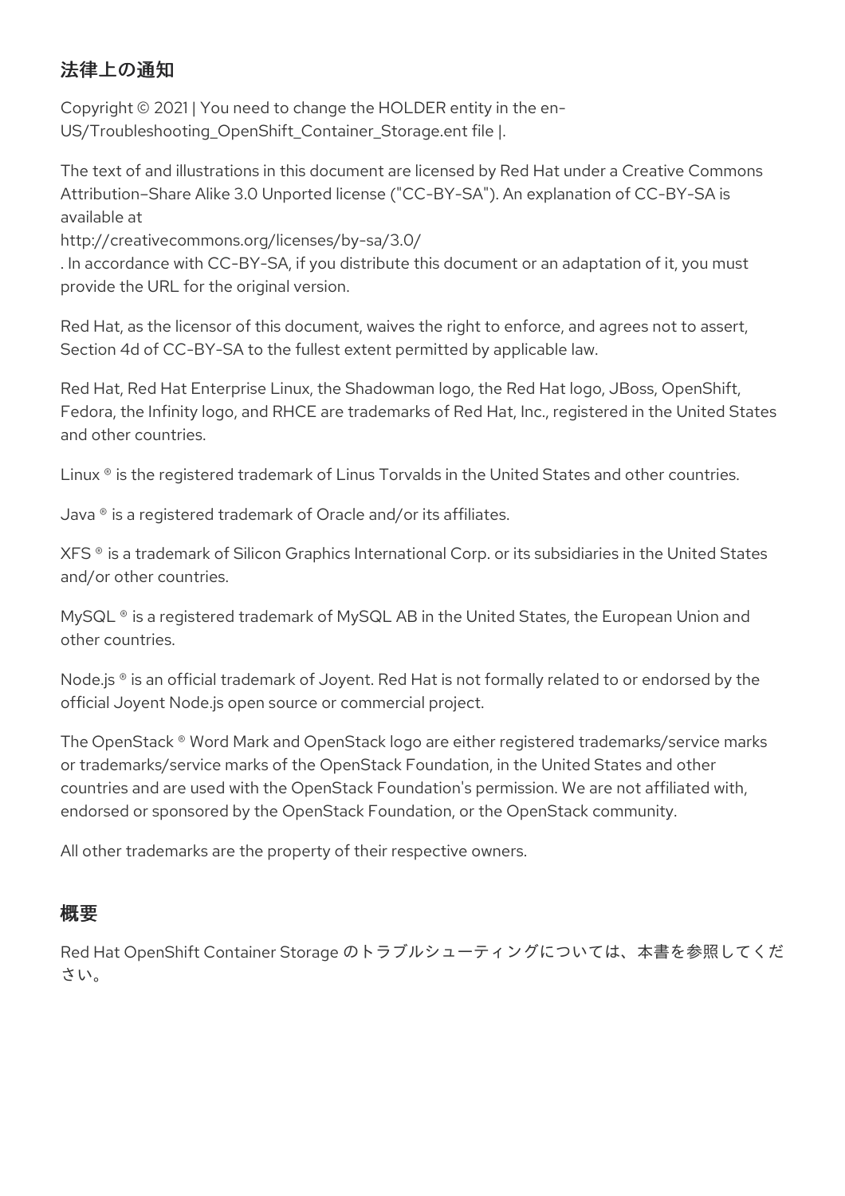## 法律上の通知

Copyright © 2021 | You need to change the HOLDER entity in the en-US/Troubleshooting_OpenShift_Container_Storage.ent file |.

The text of and illustrations in this document are licensed by Red Hat under a Creative Commons Attribution–Share Alike 3.0 Unported license ("CC-BY-SA"). An explanation of CC-BY-SA is available at
http://creativecommons.org/licenses/by-sa/3.0/
. In accordance with CC-BY-SA, if you distribute this document or an adaptation of it, you must provide the URL for the original version.

Red Hat, as the licensor of this document, waives the right to enforce, and agrees not to assert, Section 4d of CC-BY-SA to the fullest extent permitted by applicable law.

Red Hat, Red Hat Enterprise Linux, the Shadowman logo, the Red Hat logo, JBoss, OpenShift, Fedora, the Infinity logo, and RHCE are trademarks of Red Hat, Inc., registered in the United States and other countries.

Linux ® is the registered trademark of Linus Torvalds in the United States and other countries.

Java ® is a registered trademark of Oracle and/or its affiliates.

XFS ® is a trademark of Silicon Graphics International Corp. or its subsidiaries in the United States and/or other countries.

MySQL ® is a registered trademark of MySQL AB in the United States, the European Union and other countries.

Node.js ® is an official trademark of Joyent. Red Hat is not formally related to or endorsed by the official Joyent Node.js open source or commercial project.

The OpenStack ® Word Mark and OpenStack logo are either registered trademarks/service marks or trademarks/service marks of the OpenStack Foundation, in the United States and other countries and are used with the OpenStack Foundation's permission. We are not affiliated with, endorsed or sponsored by the OpenStack Foundation, or the OpenStack community.

All other trademarks are the property of their respective owners.

## 概要

Red Hat OpenShift Container Storage のトラブルシューティングについては、本書を参照してください。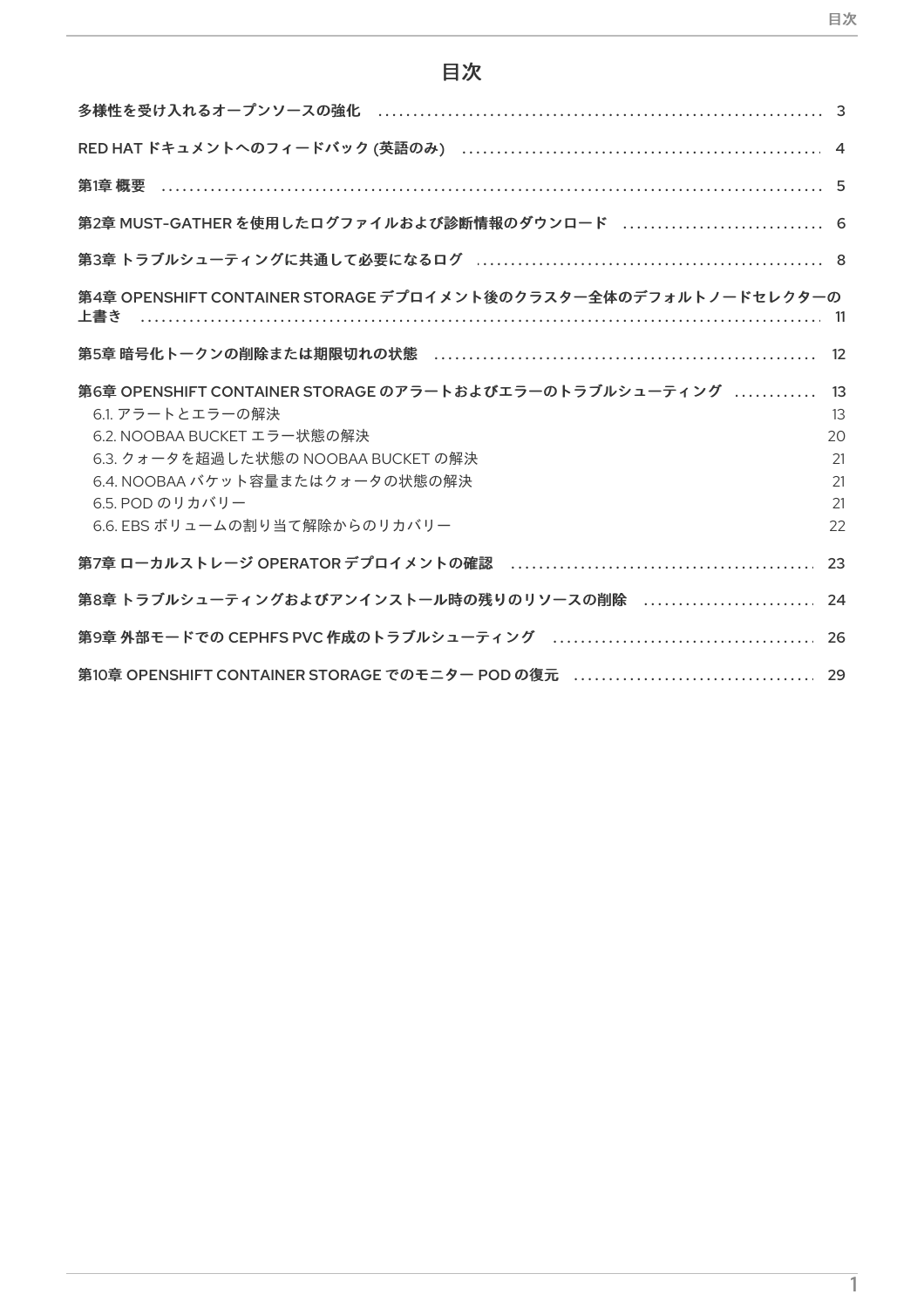# 目次

- 多様性を受け入れるオープンソースの強化 ..... 3
- RED HAT ドキュメントへのフィードバック (英語のみ) ..... 4
- 第1章 概要 ..... 5
- 第2章 MUST-GATHER を使用したログファイルおよび診断情報のダウンロード ..... 6
- 第3章 トラブルシューティングに共通して必要になるログ ..... 8
- 第4章 OPENSHIFT CONTAINER STORAGE デプロイメント後のクラスター全体のデフォルトノードセレクターの上書き ..... 11
- 第5章 暗号化トークンの削除または期限切れの状態 ..... 12
- 第6章 OPENSHIFT CONTAINER STORAGE のアラートおよびエラーのトラブルシューティング ..... 13
  - 6.1. アラートとエラーの解決 ..... 13
  - 6.2. NOOBAA BUCKET エラー状態の解決 ..... 20
  - 6.3. クォータを超過した状態の NOOBAA BUCKET の解決 ..... 21
  - 6.4. NOOBAA バケット容量またはクォータの状態の解決 ..... 21
  - 6.5. POD のリカバリー ..... 21
  - 6.6. EBS ボリュームの割り当て解除からのリカバリー ..... 22
- 第7章 ローカルストレージ OPERATOR デプロイメントの確認 ..... 23
- 第8章 トラブルシューティングおよびアンインストール時の残りのリソースの削除 ..... 24
- 第9章 外部モードでの CEPHFS PVC 作成のトラブルシューティング ..... 26
- 第10章 OPENSHIFT CONTAINER STORAGE でのモニター POD の復元 ..... 29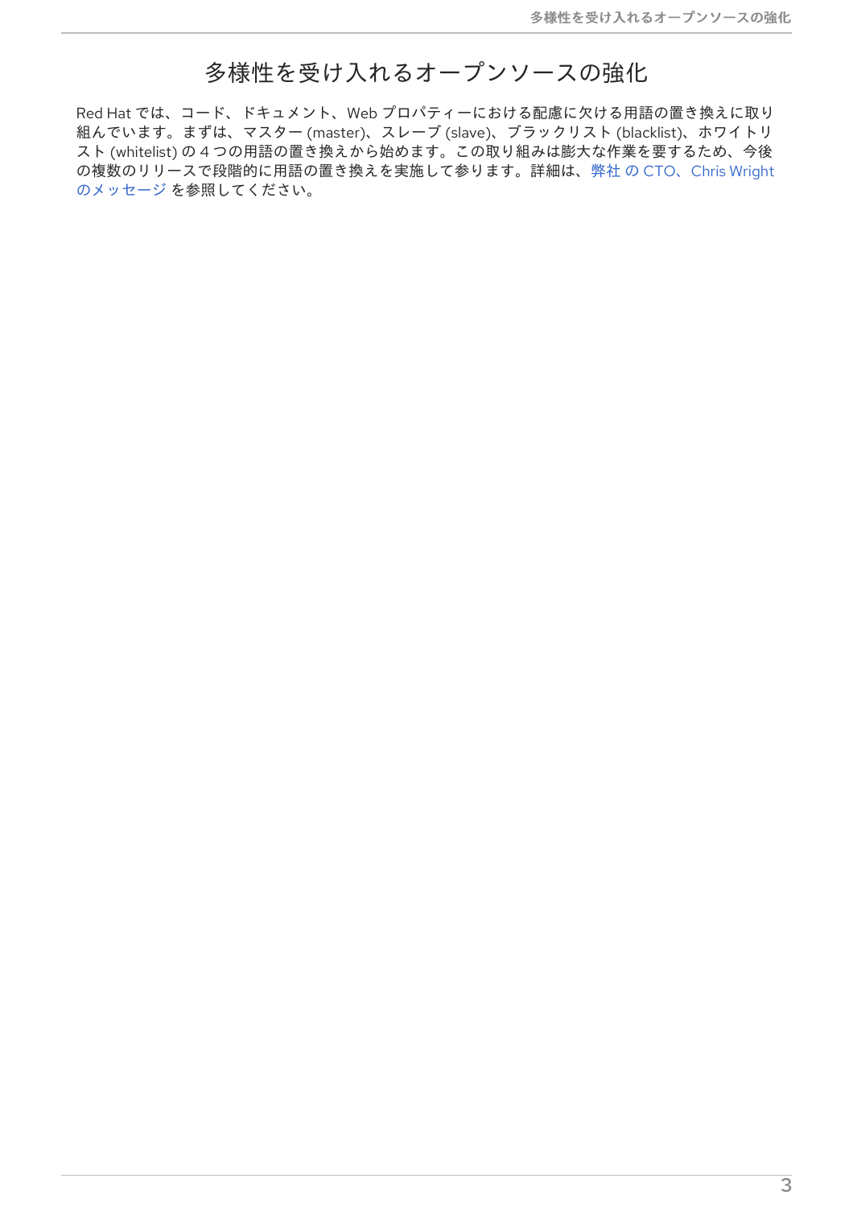# 多様性を受け入れるオープンソースの強化

Red Hat では、コード、ドキュメント、Web プロパティーにおける配慮に欠ける用語の置き換えに取り組んでいます。まずは、マスター (master)、スレーブ (slave)、ブラックリスト (blacklist)、ホワイトリスト (whitelist) の 4 つの用語の置き換えから始めます。この取り組みは膨大な作業を要するため、今後の複数のリリースで段階的に用語の置き換えを実施して参ります。詳細は、弊社 の CTO、Chris Wright のメッセージ を参照してください。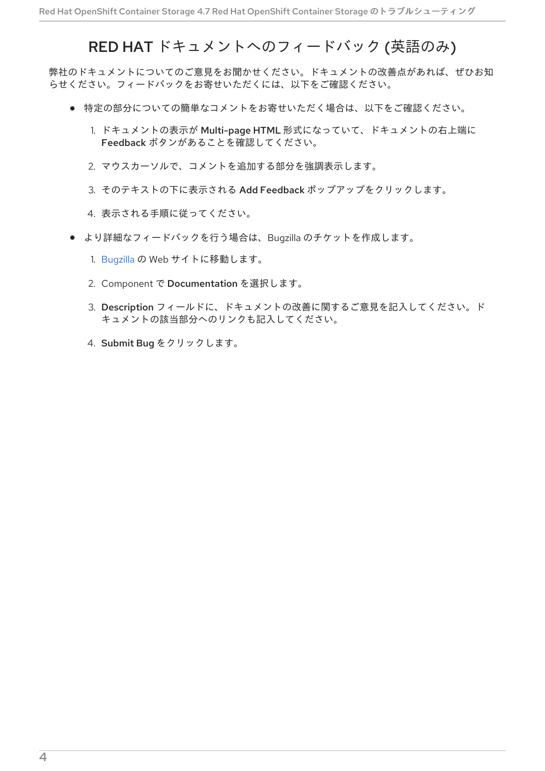# RED HAT ドキュメントへのフィードバック (英語のみ)

弊社のドキュメントについてのご意見をお聞かせください。ドキュメントの改善点があれば、ぜひお知らせください。フィードバックをお寄せいただくには、以下をご確認ください。

- 特定の部分についての簡単なコメントをお寄せいただく場合は、以下をご確認ください。
  1. ドキュメントの表示が **Multi-page HTML** 形式になっていて、ドキュメントの右上端に **Feedback** ボタンがあることを確認してください。
  2. マウスカーソルで、コメントを追加する部分を強調表示します。
  3. そのテキストの下に表示される **Add Feedback** ポップアップをクリックします。
  4. 表示される手順に従ってください。
- より詳細なフィードバックを行う場合は、Bugzilla のチケットを作成します。
  1. Bugzilla の Web サイトに移動します。
  2. Component で **Documentation** を選択します。
  3. **Description** フィールドに、ドキュメントの改善に関するご意見を記入してください。ドキュメントの該当部分へのリンクも記入してください。
  4. **Submit Bug** をクリックします。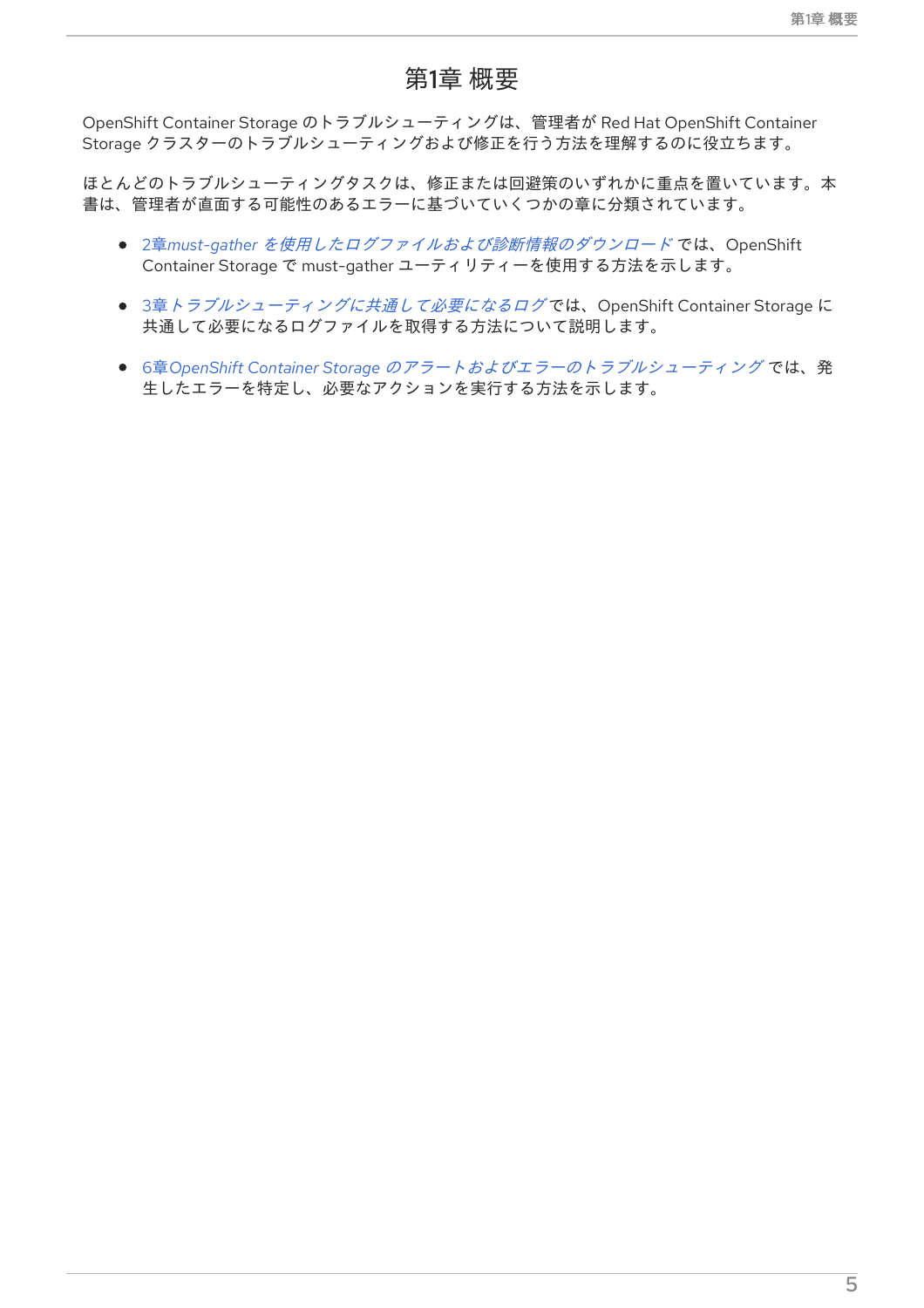# 第1章 概要

OpenShift Container Storage のトラブルシューティングは、管理者が Red Hat OpenShift Container Storage クラスターのトラブルシューティングおよび修正を行う方法を理解するのに役立ちます。

ほとんどのトラブルシューティングタスクは、修正または回避策のいずれかに重点を置いています。本書は、管理者が直面する可能性のあるエラーに基づいていくつかの章に分類されています。

- *2章must-gather を使用したログファイルおよび診断情報のダウンロード* では、OpenShift Container Storage で must-gather ユーティリティーを使用する方法を示します。
- *3章トラブルシューティングに共通して必要になるログ*では、OpenShift Container Storage に共通して必要になるログファイルを取得する方法について説明します。
- *6章OpenShift Container Storage のアラートおよびエラーのトラブルシューティング* では、発生したエラーを特定し、必要なアクションを実行する方法を示します。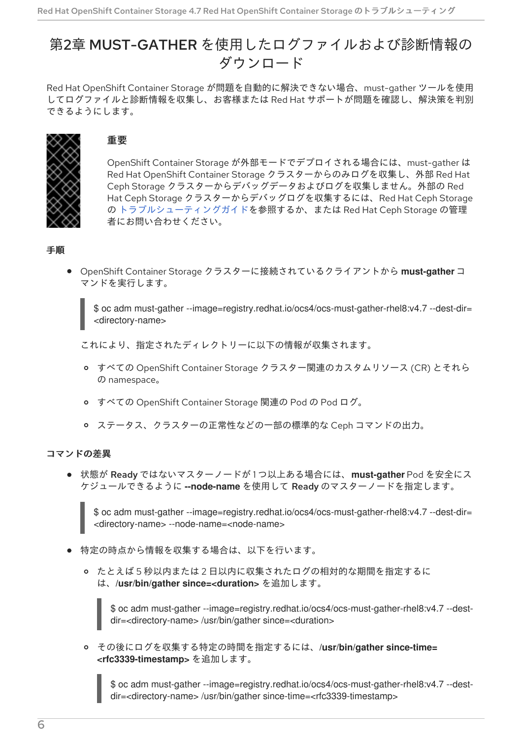# 第2章 MUST-GATHER を使用したログファイルおよび診断情報のダウンロード

Red Hat OpenShift Container Storage が問題を自動的に解決できない場合、must-gather ツールを使用してログファイルと診断情報を収集し、お客様または Red Hat サポートが問題を確認し、解決策を判別できるようにします。

> **重要**
>
> OpenShift Container Storage が外部モードでデプロイされる場合には、must-gather は Red Hat OpenShift Container Storage クラスターからのみログを収集し、外部 Red Hat Ceph Storage クラスターからデバッグデータおよびログを収集しません。外部の Red Hat Ceph Storage クラスターからデバッグログを収集するには、Red Hat Ceph Storage の トラブルシューティングガイドを参照するか、または Red Hat Ceph Storage の管理者にお問い合わせください。

**手順**

- OpenShift Container Storage クラスターに接続されているクライアントから **must-gather** コマンドを実行します。

```
$ oc adm must-gather --image=registry.redhat.io/ocs4/ocs-must-gather-rhel8:v4.7 --dest-dir=<directory-name>
```

これにより、指定されたディレクトリーに以下の情報が収集されます。

- すべての OpenShift Container Storage クラスター関連のカスタムリソース (CR) とそれらの namespace。
- すべての OpenShift Container Storage 関連の Pod の Pod ログ。
- ステータス、クラスターの正常性などの一部の標準的な Ceph コマンドの出力。

**コマンドの差異**

- 状態が **Ready** ではないマスターノードが 1 つ以上ある場合には、**must-gather** Pod を安全にスケジュールできるように **--node-name** を使用して **Ready** のマスターノードを指定します。

```
$ oc adm must-gather --image=registry.redhat.io/ocs4/ocs-must-gather-rhel8:v4.7 --dest-dir=<directory-name> --node-name=<node-name>
```

- 特定の時点から情報を収集する場合は、以下を行います。
  - たとえば 5 秒以内または 2 日以内に収集されたログの相対的な期間を指定するには、**/usr/bin/gather since=<duration>** を追加します。

    ```
    $ oc adm must-gather --image=registry.redhat.io/ocs4/ocs-must-gather-rhel8:v4.7 --dest-dir=<directory-name> /usr/bin/gather since=<duration>
    ```

  - その後にログを収集する特定の時間を指定するには、**/usr/bin/gather since-time=<rfc3339-timestamp>** を追加します。

    ```
    $ oc adm must-gather --image=registry.redhat.io/ocs4/ocs-must-gather-rhel8:v4.7 --dest-dir=<directory-name> /usr/bin/gather since-time=<rfc3339-timestamp>
    ```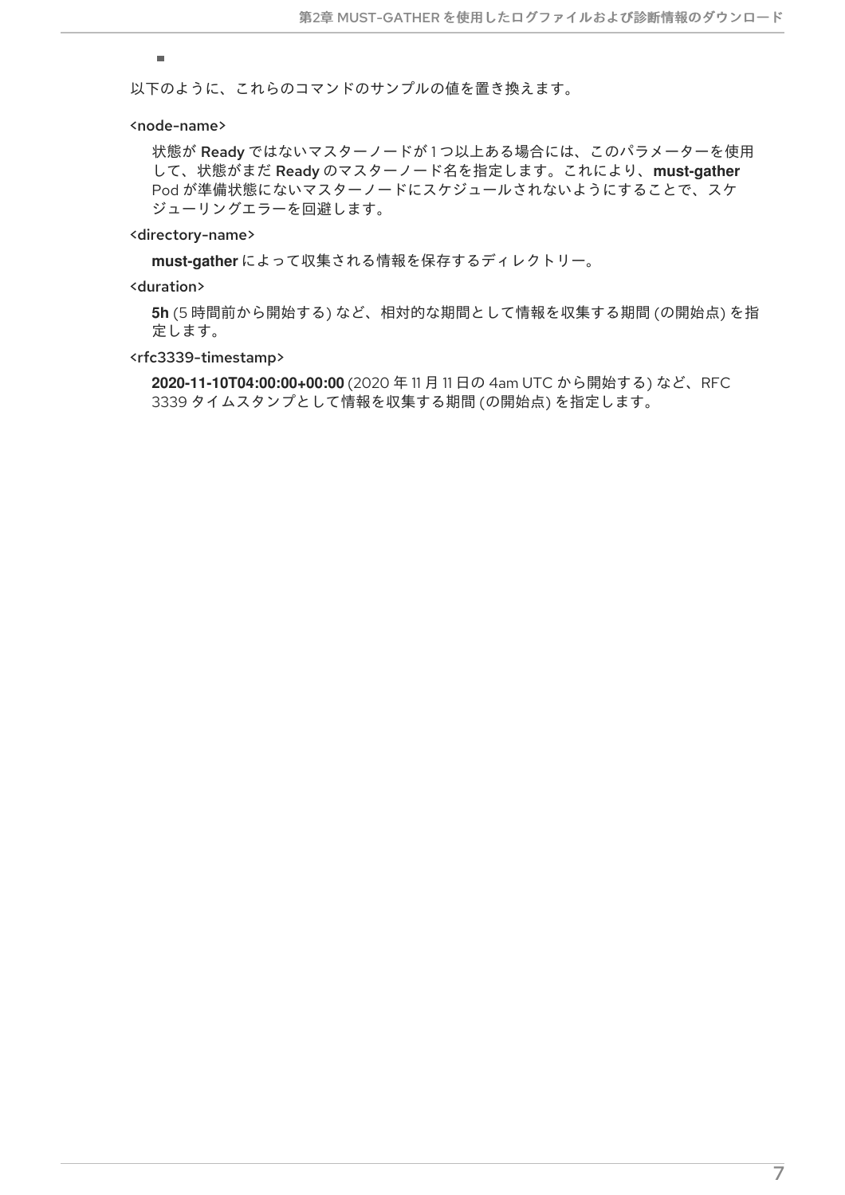- 

以下のように、これらのコマンドのサンプルの値を置き換えます。

<node-name>

状態が **Ready** ではないマスターノードが 1 つ以上ある場合には、このパラメーターを使用して、状態がまだ **Ready** のマスターノード名を指定します。これにより、**must-gather** Pod が準備状態にないマスターノードにスケジュールされないようにすることで、スケジューリングエラーを回避します。

<directory-name>

**must-gather** によって収集される情報を保存するディレクトリー。

<duration>

**5h** (5 時間前から開始する) など、相対的な期間として情報を収集する期間 (の開始点) を指定します。

<rfc3339-timestamp>

**2020-11-10T04:00:00+00:00** (2020 年 11 月 11 日の 4am UTC から開始する) など、RFC 3339 タイムスタンプとして情報を収集する期間 (の開始点) を指定します。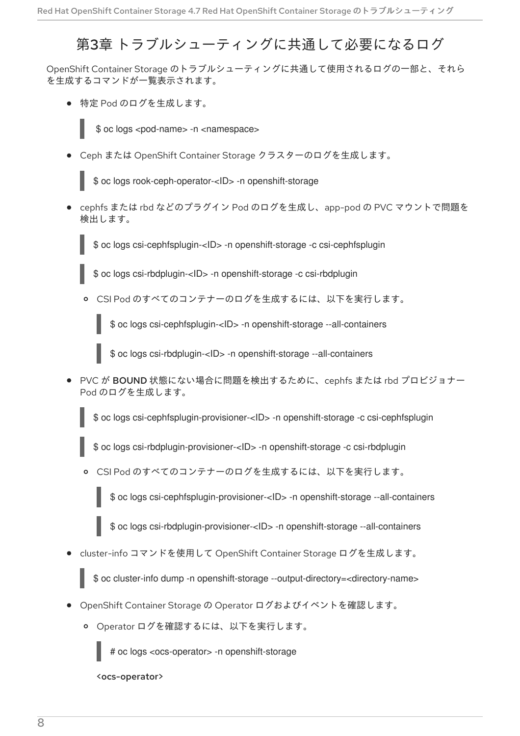# 第3章 トラブルシューティングに共通して必要になるログ

OpenShift Container Storage のトラブルシューティングに共通して使用されるログの一部と、それらを生成するコマンドが一覧表示されます。

- 特定 Pod のログを生成します。

```
$ oc logs <pod-name> -n <namespace>
```

- Ceph または OpenShift Container Storage クラスターのログを生成します。

```
$ oc logs rook-ceph-operator-<ID> -n openshift-storage
```

- cephfs または rbd などのプラグイン Pod のログを生成し、app-pod の PVC マウントで問題を検出します。

```
$ oc logs csi-cephfsplugin-<ID> -n openshift-storage -c csi-cephfsplugin
```

```
$ oc logs csi-rbdplugin-<ID> -n openshift-storage -c csi-rbdplugin
```

  - CSI Pod のすべてのコンテナーのログを生成するには、以下を実行します。

    ```
    $ oc logs csi-cephfsplugin-<ID> -n openshift-storage --all-containers
    ```

    ```
    $ oc logs csi-rbdplugin-<ID> -n openshift-storage --all-containers
    ```

- PVC が **BOUND** 状態にない場合に問題を検出するために、cephfs または rbd プロビジョナー Pod のログを生成します。

```
$ oc logs csi-cephfsplugin-provisioner-<ID> -n openshift-storage -c csi-cephfsplugin
```

```
$ oc logs csi-rbdplugin-provisioner-<ID> -n openshift-storage -c csi-rbdplugin
```

  - CSI Pod のすべてのコンテナーのログを生成するには、以下を実行します。

    ```
    $ oc logs csi-cephfsplugin-provisioner-<ID> -n openshift-storage --all-containers
    ```

    ```
    $ oc logs csi-rbdplugin-provisioner-<ID> -n openshift-storage --all-containers
    ```

- cluster-info コマンドを使用して OpenShift Container Storage ログを生成します。

```
$ oc cluster-info dump -n openshift-storage --output-directory=<directory-name>
```

- OpenShift Container Storage の Operator ログおよびイベントを確認します。
  - Operator ログを確認するには、以下を実行します。

    ```
    # oc logs <ocs-operator> -n openshift-storage
    ```

    **<ocs-operator>**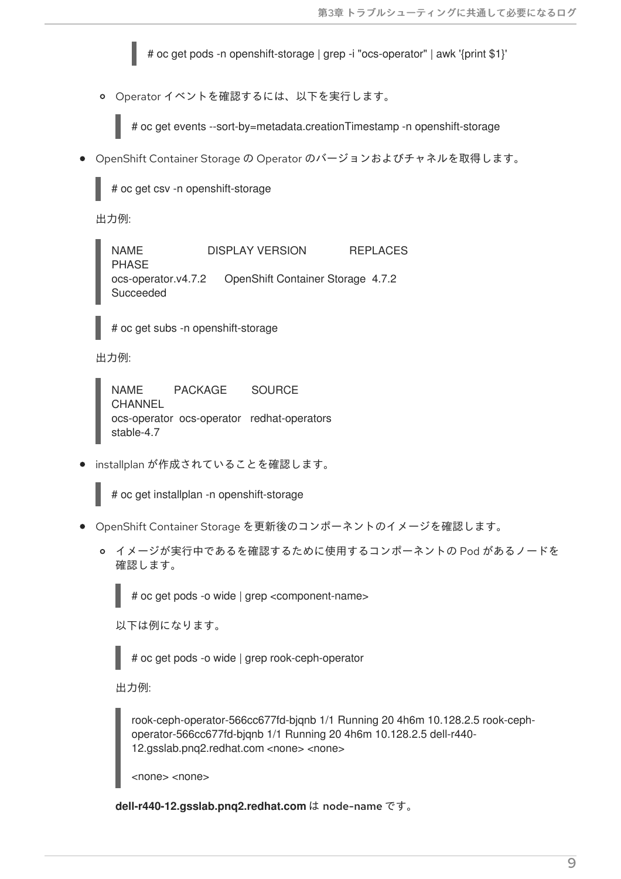```
# oc get pods -n openshift-storage | grep -i "ocs-operator" | awk '{print $1}'
```

- Operator イベントを確認するには、以下を実行します。

```
# oc get events --sort-by=metadata.creationTimestamp -n openshift-storage
```

- OpenShift Container Storage の Operator のバージョンおよびチャネルを取得します。

```
# oc get csv -n openshift-storage
```

出力例:

```
NAME                DISPLAY VERSION            REPLACES
PHASE
ocs-operator.v4.7.2     OpenShift Container Storage  4.7.2
Succeeded
```

```
# oc get subs -n openshift-storage
```

出力例:

```
NAME         PACKAGE       SOURCE
CHANNEL
ocs-operator  ocs-operator   redhat-operators
stable-4.7
```

- installplan が作成されていることを確認します。

```
# oc get installplan -n openshift-storage
```

- OpenShift Container Storage を更新後のコンポーネントのイメージを確認します。
  - イメージが実行中であるを確認するために使用するコンポーネントの Pod があるノードを確認します。

```
# oc get pods -o wide | grep <component-name>
```

以下は例になります。

```
# oc get pods -o wide | grep rook-ceph-operator
```

出力例:

```
rook-ceph-operator-566cc677fd-bjqnb 1/1 Running 20 4h6m 10.128.2.5 rook-ceph-operator-566cc677fd-bjqnb 1/1 Running 20 4h6m 10.128.2.5 dell-r440-12.gsslab.pnq2.redhat.com <none> <none>

<none> <none>
```

**dell-r440-12.gsslab.pnq2.redhat.com** は node-name です。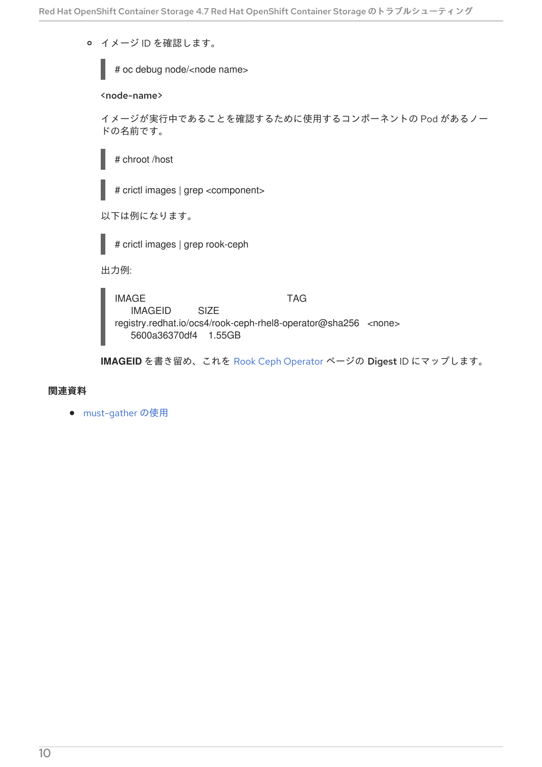- イメージ ID を確認します。

  ```
  # oc debug node/<node name>
  ```

  **<node-name>**

  イメージが実行中であることを確認するために使用するコンポーネントの Pod があるノードの名前です。

  ```
  # chroot /host
  ```

  ```
  # crictl images | grep <component>
  ```

  以下は例になります。

  ```
  # crictl images | grep rook-ceph
  ```

  出力例:

  ```
  IMAGE                                              TAG
      IMAGEID         SIZE
  registry.redhat.io/ocs4/rook-ceph-rhel8-operator@sha256   <none>
      5600a36370df4    1.55GB
  ```

  **IMAGEID** を書き留め、これを Rook Ceph Operator ページの **Digest** ID にマップします。

**関連資料**

- must-gather の使用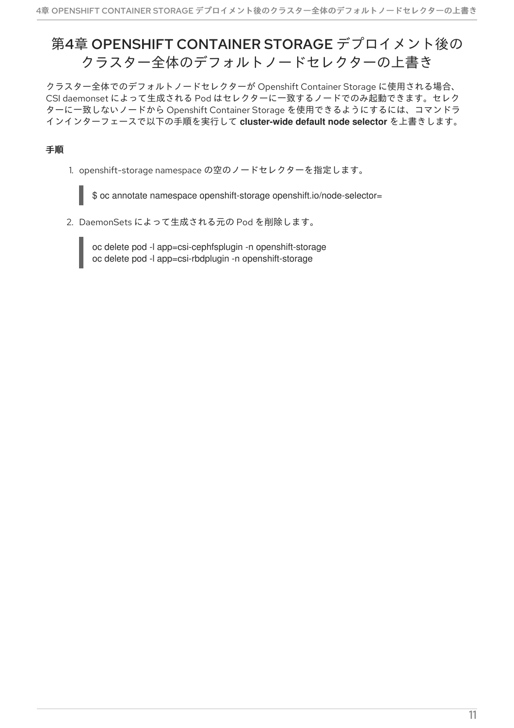# 第4章 OPENSHIFT CONTAINER STORAGE デプロイメント後のクラスター全体のデフォルトノードセレクターの上書き

クラスター全体でのデフォルトノードセレクターが Openshift Container Storage に使用される場合、CSI daemonset によって生成される Pod はセレクターに一致するノードでのみ起動できます。セレクターに一致しないノードから Openshift Container Storage を使用できるようにするには、コマンドラインインターフェースで以下の手順を実行して **cluster-wide default node selector** を上書きします。

**手順**

1. openshift-storage namespace の空のノードセレクターを指定します。

```
$ oc annotate namespace openshift-storage openshift.io/node-selector=
```

2. DaemonSets によって生成される元の Pod を削除します。

```
oc delete pod -l app=csi-cephfsplugin -n openshift-storage
oc delete pod -l app=csi-rbdplugin -n openshift-storage
```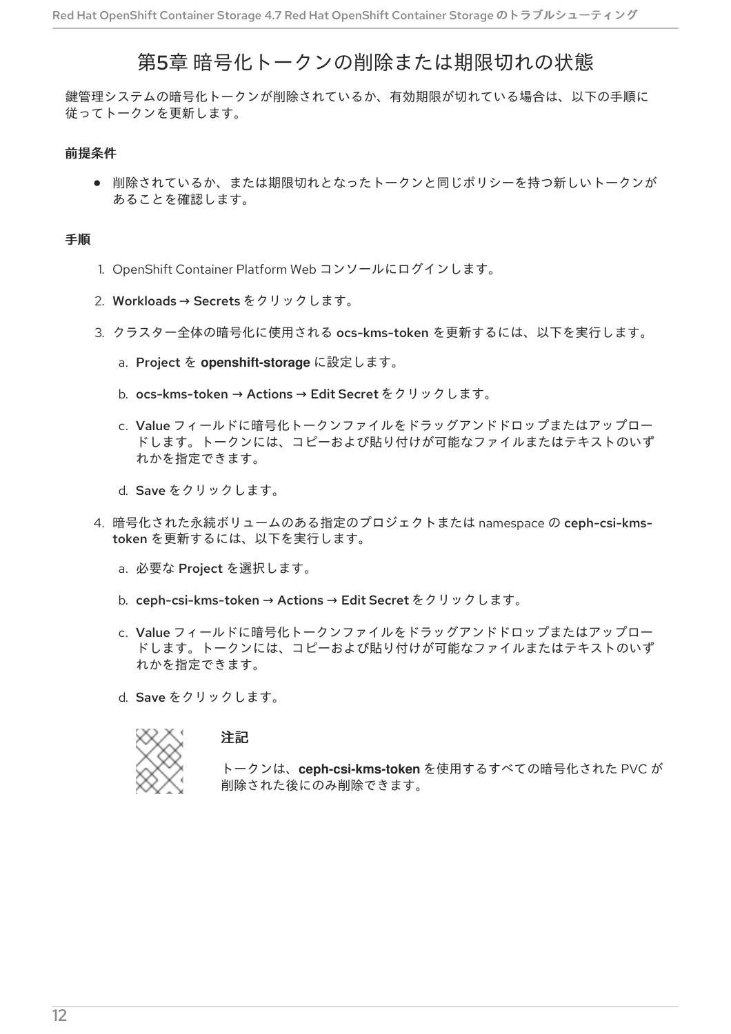# 第5章 暗号化トークンの削除または期限切れの状態

鍵管理システムの暗号化トークンが削除されているか、有効期限が切れている場合は、以下の手順に従ってトークンを更新します。

### 前提条件

- 削除されているか、または期限切れとなったトークンと同じポリシーを持つ新しいトークンがあることを確認します。

### 手順

1. OpenShift Container Platform Web コンソールにログインします。
2. **Workloads → Secrets** をクリックします。
3. クラスター全体の暗号化に使用される **ocs-kms-token** を更新するには、以下を実行します。
   a. **Project** を **openshift-storage** に設定します。
   b. **ocs-kms-token → Actions → Edit Secret** をクリックします。
   c. **Value** フィールドに暗号化トークンファイルをドラッグアンドドロップまたはアップロードします。トークンには、コピーおよび貼り付けが可能なファイルまたはテキストのいずれかを指定できます。
   d. **Save** をクリックします。
4. 暗号化された永続ボリュームのある指定のプロジェクトまたは namespace の **ceph-csi-kms-token** を更新するには、以下を実行します。
   a. 必要な **Project** を選択します。
   b. **ceph-csi-kms-token → Actions → Edit Secret** をクリックします。
   c. **Value** フィールドに暗号化トークンファイルをドラッグアンドドロップまたはアップロードします。トークンには、コピーおよび貼り付けが可能なファイルまたはテキストのいずれかを指定できます。
   d. **Save** をクリックします。

**注記**

トークンは、**ceph-csi-kms-token** を使用するすべての暗号化された PVC が削除された後にのみ削除できます。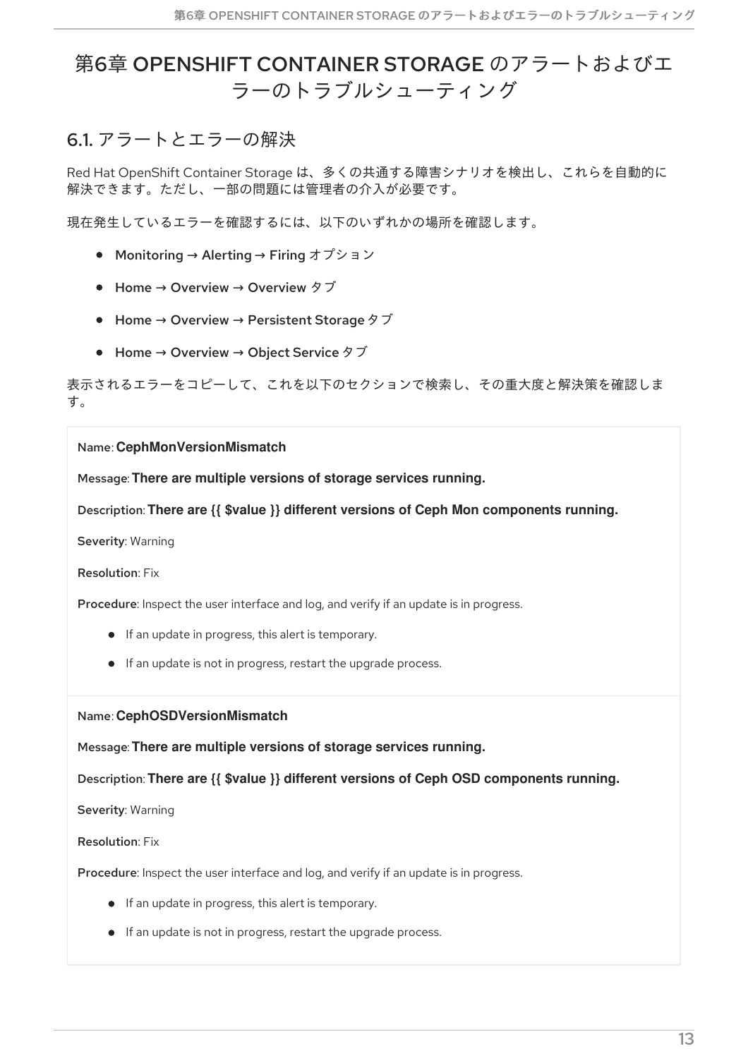# 第6章 OPENSHIFT CONTAINER STORAGE のアラートおよびエラーのトラブルシューティング

## 6.1. アラートとエラーの解決

Red Hat OpenShift Container Storage は、多くの共通する障害シナリオを検出し、これらを自動的に解決できます。ただし、一部の問題には管理者の介入が必要です。

現在発生しているエラーを確認するには、以下のいずれかの場所を確認します。

- Monitoring → Alerting → Firing オプション
- Home → Overview → Overview タブ
- Home → Overview → Persistent Storage タブ
- Home → Overview → Object Service タブ

表示されるエラーをコピーして、これを以下のセクションで検索し、その重大度と解決策を確認します。

Name: **CephMonVersionMismatch**

Message: **There are multiple versions of storage services running.**

Description: **There are {{ $value }} different versions of Ceph Mon components running.**

**Severity**: Warning

**Resolution**: Fix

**Procedure**: Inspect the user interface and log, and verify if an update is in progress.

- If an update in progress, this alert is temporary.
- If an update is not in progress, restart the upgrade process.

Name: **CephOSDVersionMismatch**

Message: **There are multiple versions of storage services running.**

Description: **There are {{ $value }} different versions of Ceph OSD components running.**

**Severity**: Warning

**Resolution**: Fix

**Procedure**: Inspect the user interface and log, and verify if an update is in progress.

- If an update in progress, this alert is temporary.
- If an update is not in progress, restart the upgrade process.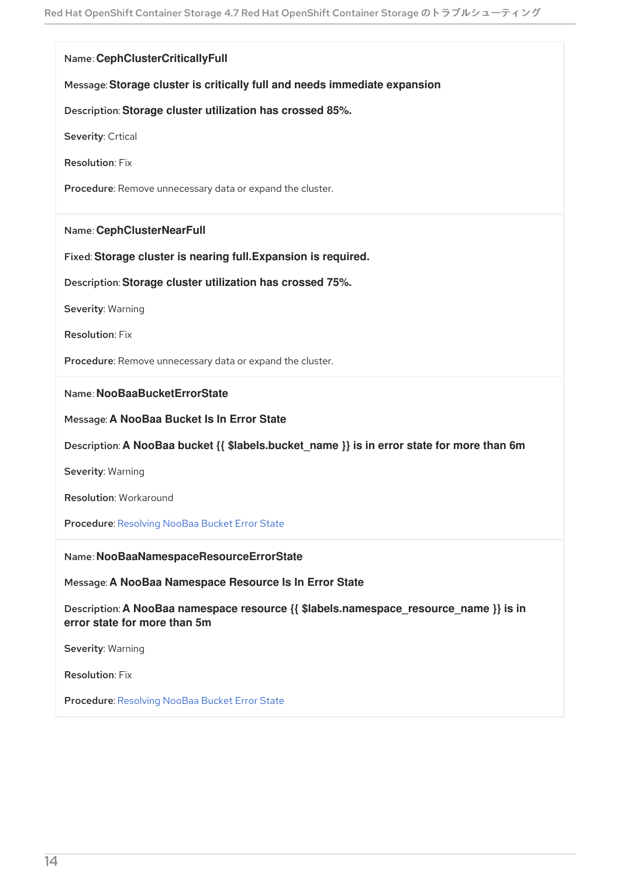Name: **CephClusterCriticallyFull**

Message: **Storage cluster is critically full and needs immediate expansion**

Description: **Storage cluster utilization has crossed 85%.**

**Severity**: Crtical

**Resolution**: Fix

**Procedure**: Remove unnecessary data or expand the cluster.

Name: **CephClusterNearFull**

Fixed: **Storage cluster is nearing full.Expansion is required.**

Description: **Storage cluster utilization has crossed 75%.**

**Severity**: Warning

**Resolution**: Fix

**Procedure**: Remove unnecessary data or expand the cluster.

Name: **NooBaaBucketErrorState**

Message: **A NooBaa Bucket Is In Error State**

Description: **A NooBaa bucket {{ $labels.bucket_name }} is in error state for more than 6m**

**Severity**: Warning

**Resolution**: Workaround

**Procedure**: Resolving NooBaa Bucket Error State

Name: **NooBaaNamespaceResourceErrorState**

Message: **A NooBaa Namespace Resource Is In Error State**

Description: **A NooBaa namespace resource {{ $labels.namespace_resource_name }} is in error state for more than 5m**

**Severity**: Warning

**Resolution**: Fix

**Procedure**: Resolving NooBaa Bucket Error State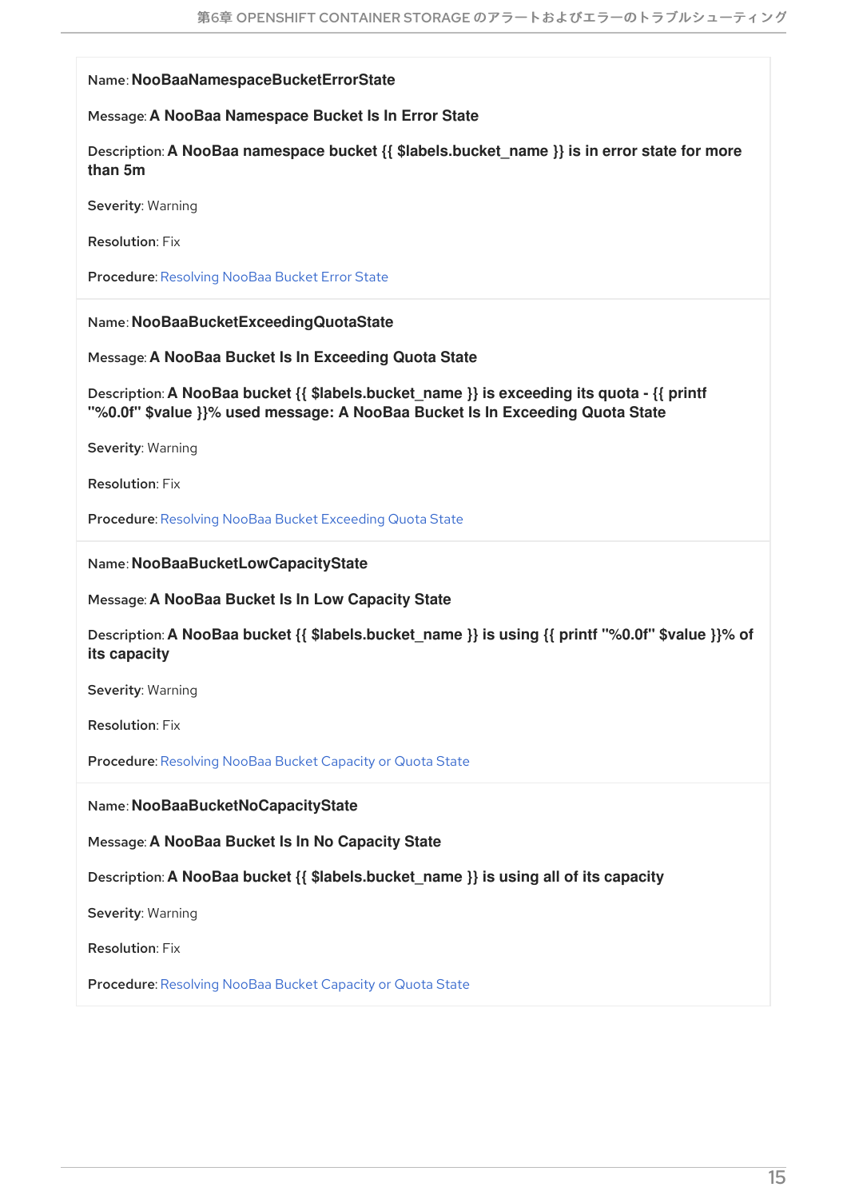Name: **NooBaaNamespaceBucketErrorState**

Message: **A NooBaa Namespace Bucket Is In Error State**

Description: **A NooBaa namespace bucket {{ $labels.bucket_name }} is in error state for more than 5m**

**Severity**: Warning

**Resolution**: Fix

**Procedure**: Resolving NooBaa Bucket Error State

Name: **NooBaaBucketExceedingQuotaState**

Message: **A NooBaa Bucket Is In Exceeding Quota State**

Description: **A NooBaa bucket {{ $labels.bucket_name }} is exceeding its quota - {{ printf "%0.0f" $value }}% used message: A NooBaa Bucket Is In Exceeding Quota State**

**Severity**: Warning

**Resolution**: Fix

**Procedure**: Resolving NooBaa Bucket Exceeding Quota State

Name: **NooBaaBucketLowCapacityState**

Message: **A NooBaa Bucket Is In Low Capacity State**

Description: **A NooBaa bucket {{ $labels.bucket_name }} is using {{ printf "%0.0f" $value }}% of its capacity**

**Severity**: Warning

**Resolution**: Fix

**Procedure**: Resolving NooBaa Bucket Capacity or Quota State

Name: **NooBaaBucketNoCapacityState**

Message: **A NooBaa Bucket Is In No Capacity State**

Description: **A NooBaa bucket {{ $labels.bucket_name }} is using all of its capacity**

**Severity**: Warning

**Resolution**: Fix

**Procedure**: Resolving NooBaa Bucket Capacity or Quota State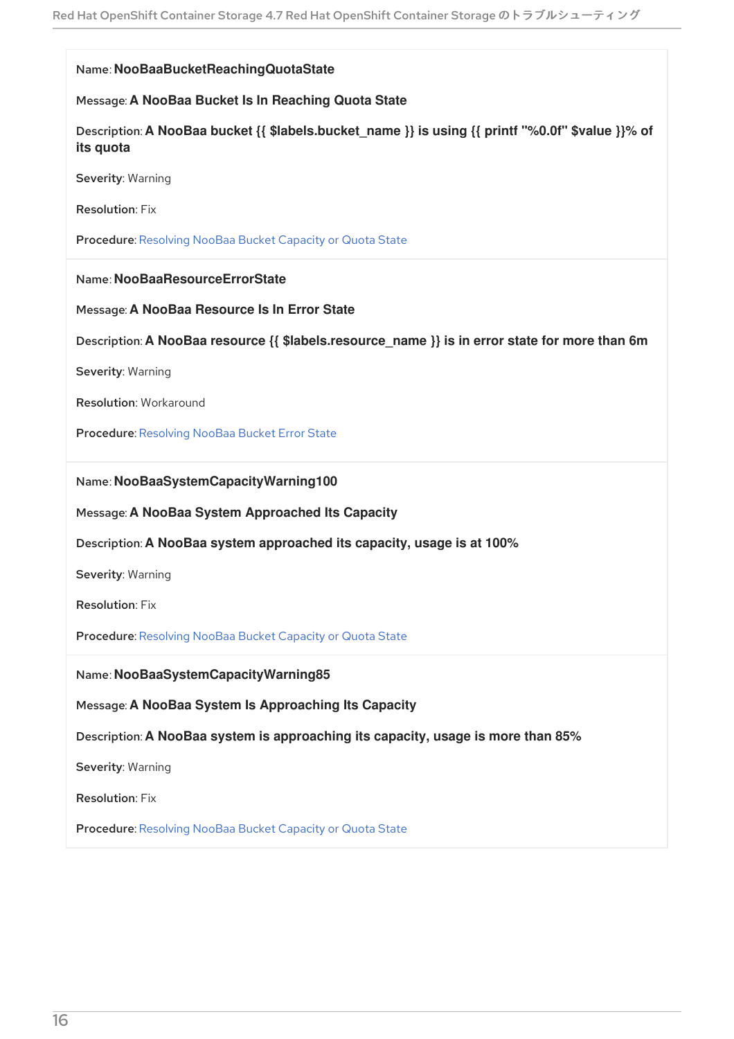Name: **NooBaaBucketReachingQuotaState**

Message: **A NooBaa Bucket Is In Reaching Quota State**

Description: **A NooBaa bucket {{ $labels.bucket_name }} is using {{ printf "%0.0f" $value }}% of its quota**

**Severity**: Warning

**Resolution**: Fix

**Procedure**: Resolving NooBaa Bucket Capacity or Quota State

Name: **NooBaaResourceErrorState**

Message: **A NooBaa Resource Is In Error State**

Description: **A NooBaa resource {{ $labels.resource_name }} is in error state for more than 6m**

**Severity**: Warning

**Resolution**: Workaround

**Procedure**: Resolving NooBaa Bucket Error State

Name: **NooBaaSystemCapacityWarning100**

Message: **A NooBaa System Approached Its Capacity**

Description: **A NooBaa system approached its capacity, usage is at 100%**

**Severity**: Warning

**Resolution**: Fix

**Procedure**: Resolving NooBaa Bucket Capacity or Quota State

Name: **NooBaaSystemCapacityWarning85**

Message: **A NooBaa System Is Approaching Its Capacity**

Description: **A NooBaa system is approaching its capacity, usage is more than 85%**

**Severity**: Warning

**Resolution**: Fix

**Procedure**: Resolving NooBaa Bucket Capacity or Quota State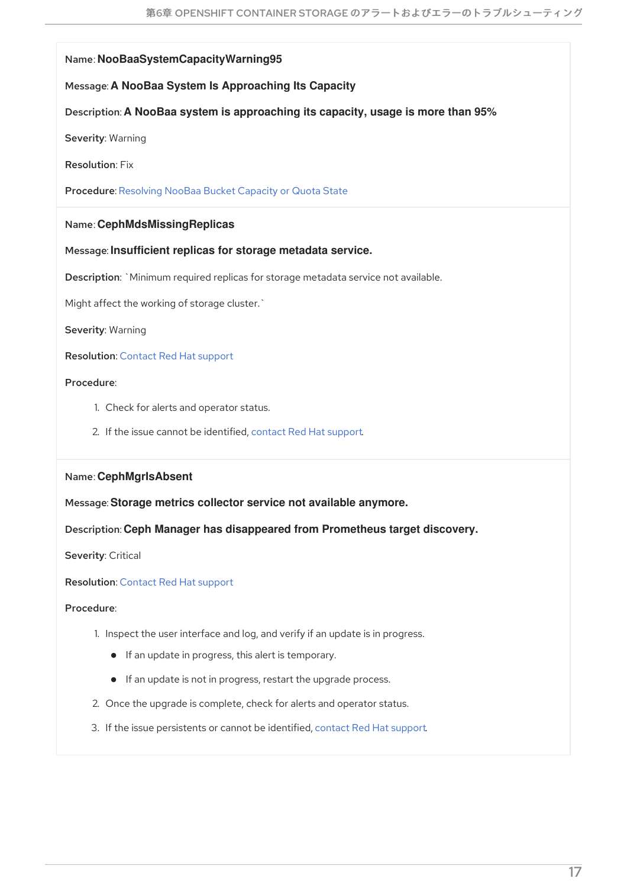Name: **NooBaaSystemCapacityWarning95**

Message: **A NooBaa System Is Approaching Its Capacity**

Description: **A NooBaa system is approaching its capacity, usage is more than 95%**

**Severity**: Warning

**Resolution**: Fix

**Procedure**: Resolving NooBaa Bucket Capacity or Quota State

Name: **CephMdsMissingReplicas**

Message: **Insufficient replicas for storage metadata service.**

**Description**: `Minimum required replicas for storage metadata service not available.

Might affect the working of storage cluster.`

**Severity**: Warning

**Resolution**: Contact Red Hat support

**Procedure**:

1. Check for alerts and operator status.
2. If the issue cannot be identified, contact Red Hat support.

Name: **CephMgrIsAbsent**

Message: **Storage metrics collector service not available anymore.**

Description: **Ceph Manager has disappeared from Prometheus target discovery.**

**Severity**: Critical

**Resolution**: Contact Red Hat support

**Procedure**:

1. Inspect the user interface and log, and verify if an update is in progress.
   - If an update in progress, this alert is temporary.
   - If an update is not in progress, restart the upgrade process.
2. Once the upgrade is complete, check for alerts and operator status.
3. If the issue persistents or cannot be identified, contact Red Hat support.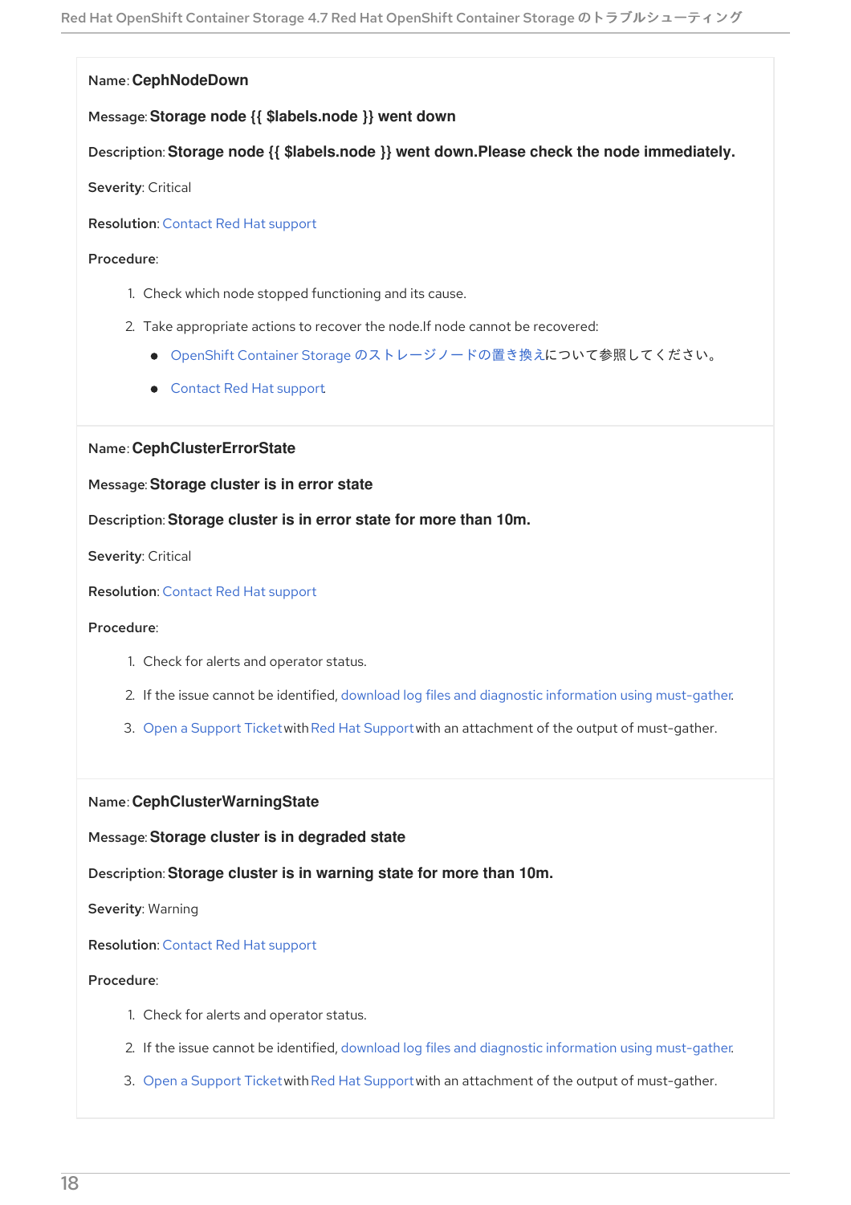Name: **CephNodeDown**

Message: **Storage node {{ $labels.node }} went down**

Description: **Storage node {{ $labels.node }} went down.Please check the node immediately.**

**Severity**: Critical

**Resolution**: Contact Red Hat support

**Procedure**:

1. Check which node stopped functioning and its cause.
2. Take appropriate actions to recover the node.If node cannot be recovered:
   - OpenShift Container Storage のストレージノードの置き換えについて参照してください。
   - Contact Red Hat support

Name: **CephClusterErrorState**

Message: **Storage cluster is in error state**

Description: **Storage cluster is in error state for more than 10m.**

**Severity**: Critical

**Resolution**: Contact Red Hat support

**Procedure**:

1. Check for alerts and operator status.
2. If the issue cannot be identified, download log files and diagnostic information using must-gather.
3. Open a Support Ticket with Red Hat Support with an attachment of the output of must-gather.

Name: **CephClusterWarningState**

Message: **Storage cluster is in degraded state**

Description: **Storage cluster is in warning state for more than 10m.**

**Severity**: Warning

**Resolution**: Contact Red Hat support

**Procedure**:

1. Check for alerts and operator status.
2. If the issue cannot be identified, download log files and diagnostic information using must-gather.
3. Open a Support Ticket with Red Hat Support with an attachment of the output of must-gather.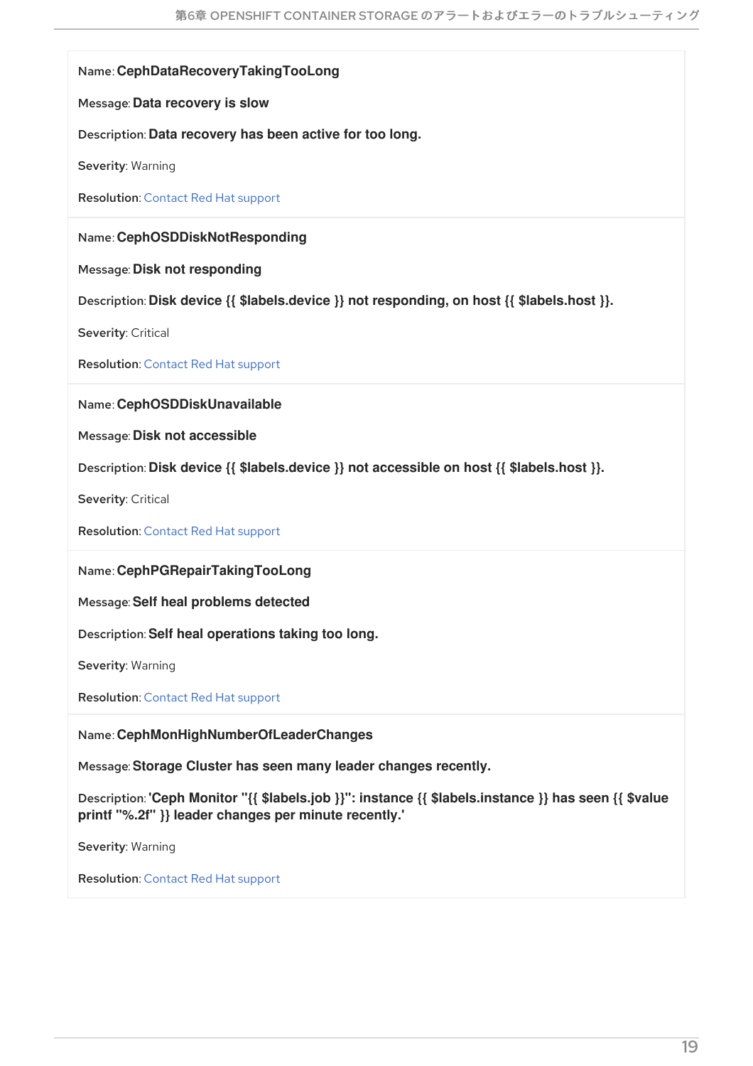Name: **CephDataRecoveryTakingTooLong**

Message: **Data recovery is slow**

Description: **Data recovery has been active for too long.**

**Severity**: Warning

**Resolution**: Contact Red Hat support

---

Name: **CephOSDDiskNotResponding**

Message: **Disk not responding**

Description: **Disk device {{ $labels.device }} not responding, on host {{ $labels.host }}.**

**Severity**: Critical

**Resolution**: Contact Red Hat support

---

Name: **CephOSDDiskUnavailable**

Message: **Disk not accessible**

Description: **Disk device {{ $labels.device }} not accessible on host {{ $labels.host }}.**

**Severity**: Critical

**Resolution**: Contact Red Hat support

---

Name: **CephPGRepairTakingTooLong**

Message: **Self heal problems detected**

Description: **Self heal operations taking too long.**

**Severity**: Warning

**Resolution**: Contact Red Hat support

---

Name: **CephMonHighNumberOfLeaderChanges**

Message: **Storage Cluster has seen many leader changes recently.**

Description: **'Ceph Monitor "{{ $labels.job }}": instance {{ $labels.instance }} has seen {{ $value printf "%.2f" }} leader changes per minute recently.'**

**Severity**: Warning

**Resolution**: Contact Red Hat support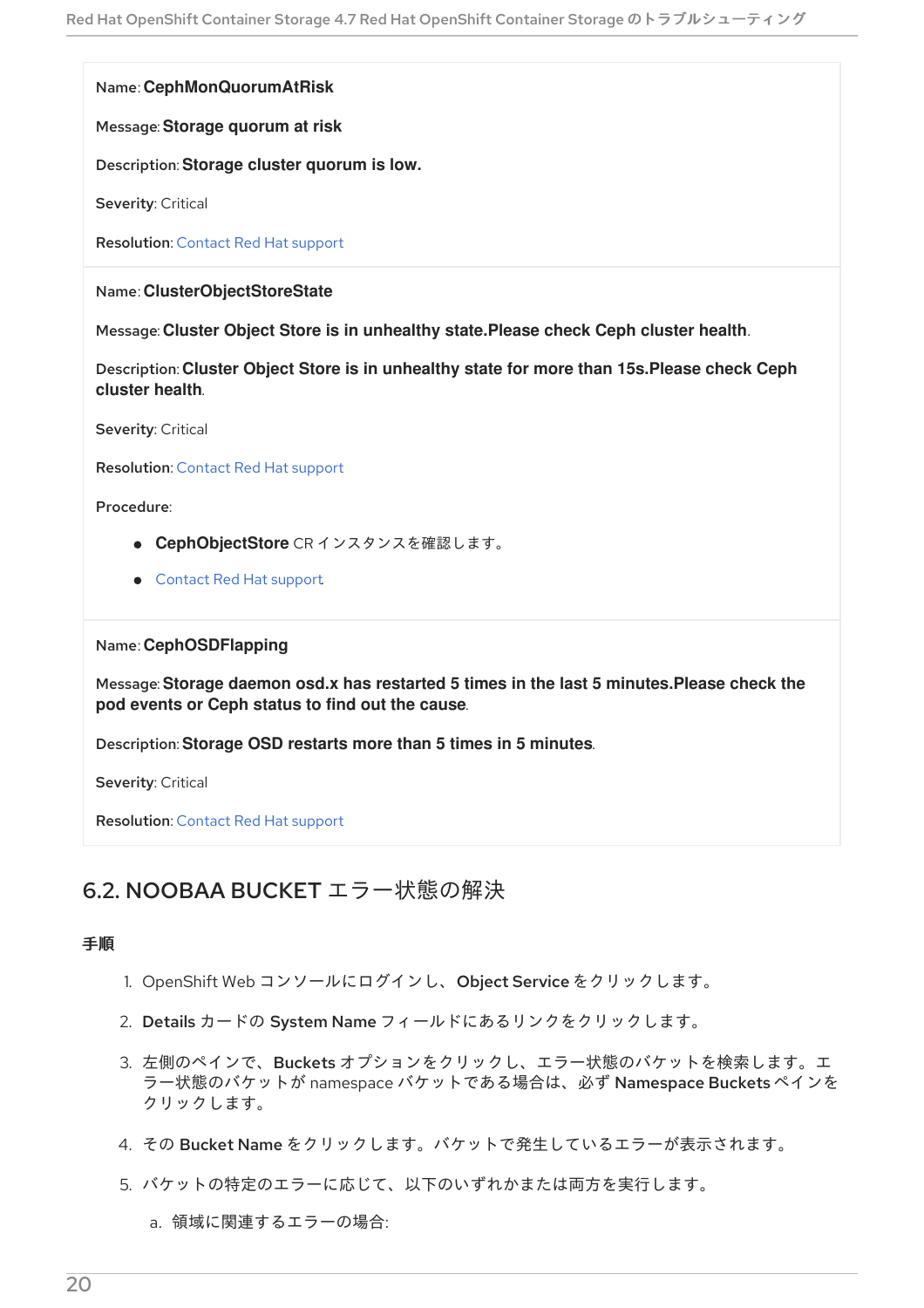Name: **CephMonQuorumAtRisk**

Message: **Storage quorum at risk**

Description: **Storage cluster quorum is low.**

Severity: Critical

Resolution: Contact Red Hat support

Name: **ClusterObjectStoreState**

Message: **Cluster Object Store is in unhealthy state.Please check Ceph cluster health**.

Description: **Cluster Object Store is in unhealthy state for more than 15s.Please check Ceph cluster health**.

Severity: Critical

Resolution: Contact Red Hat support

Procedure:

- **CephObjectStore** CR インスタンスを確認します。
- Contact Red Hat support

Name: **CephOSDFlapping**

Message: **Storage daemon osd.x has restarted 5 times in the last 5 minutes.Please check the pod events or Ceph status to find out the cause**.

Description: **Storage OSD restarts more than 5 times in 5 minutes**.

Severity: Critical

Resolution: Contact Red Hat support

## 6.2. NOOBAA BUCKET エラー状態の解決

### 手順

1. OpenShift Web コンソールにログインし、**Object Service** をクリックします。
2. **Details** カードの **System Name** フィールドにあるリンクをクリックします。
3. 左側のペインで、**Buckets** オプションをクリックし、エラー状態のバケットを検索します。エラー状態のバケットが namespace バケットである場合は、必ず **Namespace Buckets** ペインをクリックします。
4. その **Bucket Name** をクリックします。バケットで発生しているエラーが表示されます。
5. バケットの特定のエラーに応じて、以下のいずれかまたは両方を実行します。
   a. 領域に関連するエラーの場合: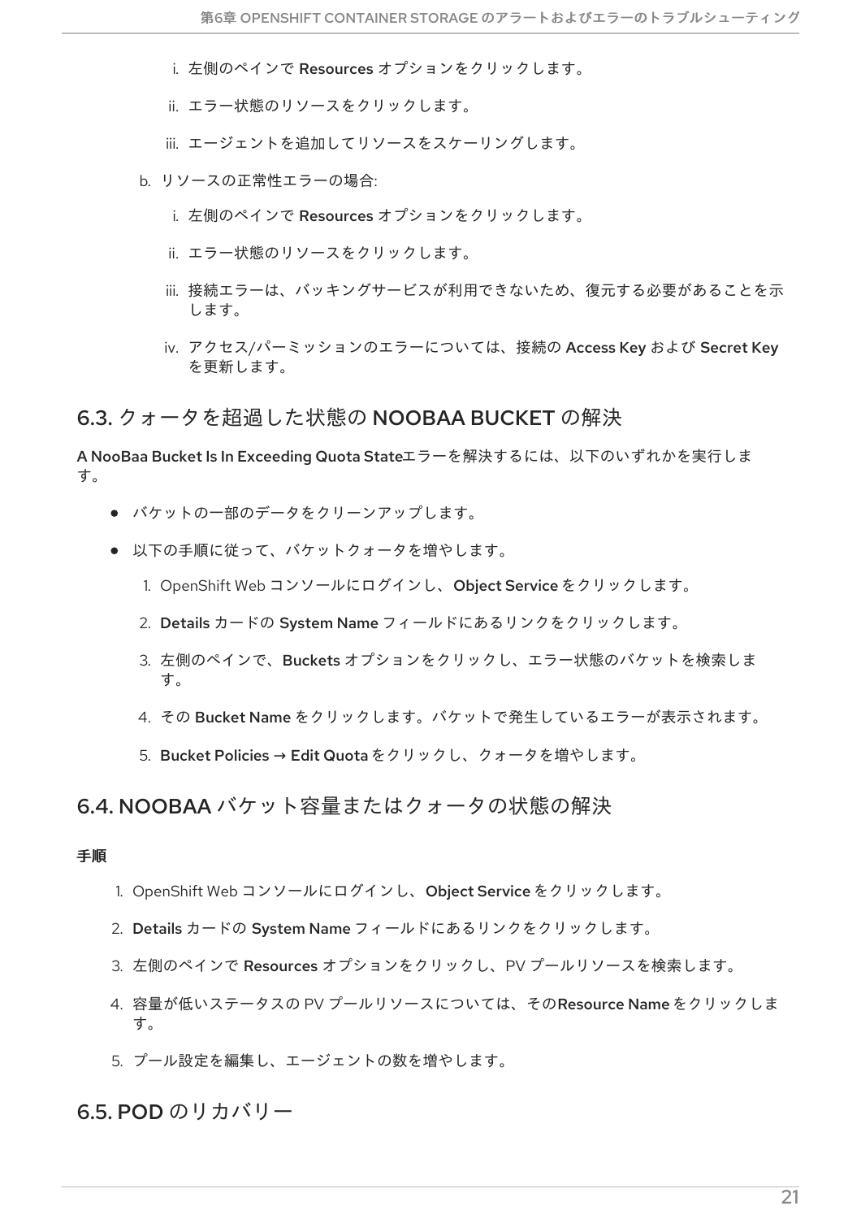i. 左側のペインで **Resources** オプションをクリックします。

   ii. エラー状態のリソースをクリックします。

   iii. エージェントを追加してリソースをスケーリングします。

b. リソースの正常性エラーの場合:

   i. 左側のペインで **Resources** オプションをクリックします。

   ii. エラー状態のリソースをクリックします。

   iii. 接続エラーは、バッキングサービスが利用できないため、復元する必要があることを示します。

   iv. アクセス/パーミッションのエラーについては、接続の **Access Key** および **Secret Key** を更新します。

## 6.3. クォータを超過した状態の NOOBAA BUCKET の解決

**A NooBaa Bucket Is In Exceeding Quota State**エラーを解決するには、以下のいずれかを実行します。

- バケットの一部のデータをクリーンアップします。
- 以下の手順に従って、バケットクォータを増やします。
  1. OpenShift Web コンソールにログインし、**Object Service** をクリックします。
  2. **Details** カードの **System Name** フィールドにあるリンクをクリックします。
  3. 左側のペインで、**Buckets** オプションをクリックし、エラー状態のバケットを検索します。
  4. その **Bucket Name** をクリックします。バケットで発生しているエラーが表示されます。
  5. **Bucket Policies** → **Edit Quota** をクリックし、クォータを増やします。

## 6.4. NOOBAA バケット容量またはクォータの状態の解決

**手順**

1. OpenShift Web コンソールにログインし、**Object Service** をクリックします。
2. **Details** カードの **System Name** フィールドにあるリンクをクリックします。
3. 左側のペインで **Resources** オプションをクリックし、PV プールリソースを検索します。
4. 容量が低いステータスの PV プールリソースについては、その**Resource Name** をクリックします。
5. プール設定を編集し、エージェントの数を増やします。

## 6.5. POD のリカバリー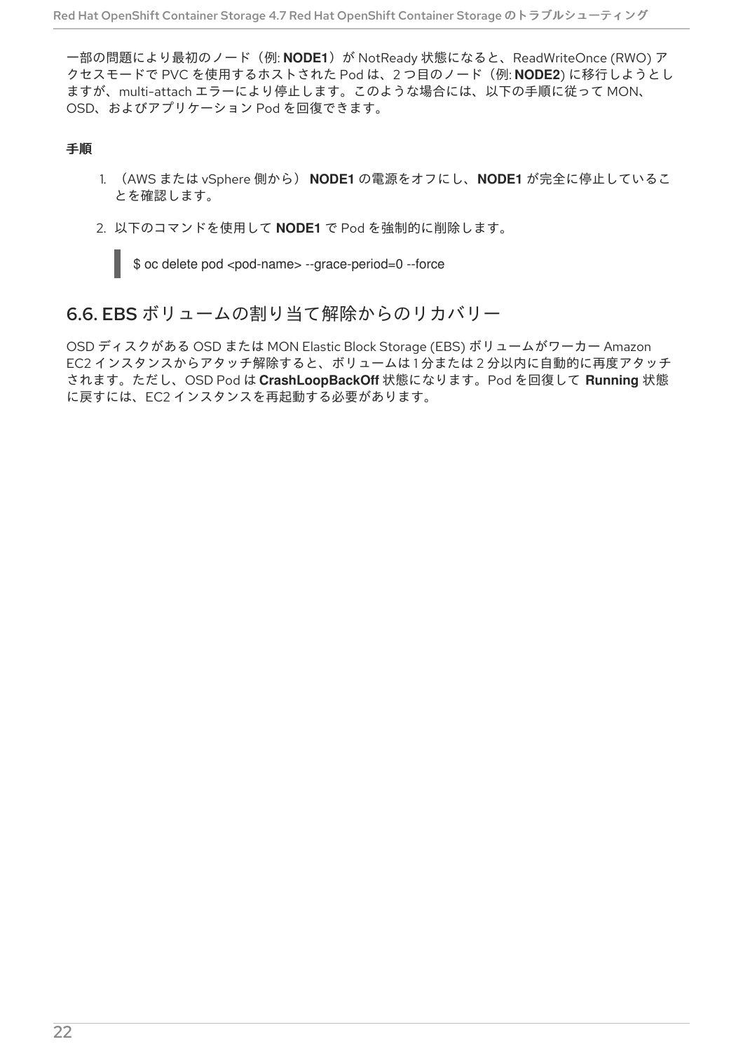一部の問題により最初のノード（例: **NODE1**）が NotReady 状態になると、ReadWriteOnce (RWO) アクセスモードで PVC を使用するホストされた Pod は、2 つ目のノード（例: **NODE2**) に移行しようとしますが、multi-attach エラーにより停止します。このような場合には、以下の手順に従って MON、OSD、およびアプリケーション Pod を回復できます。

**手順**

1. （AWS または vSphere 側から） **NODE1** の電源をオフにし、**NODE1** が完全に停止していることを確認します。
2. 以下のコマンドを使用して **NODE1** で Pod を強制的に削除します。

```
$ oc delete pod <pod-name> --grace-period=0 --force
```

## 6.6. EBS ボリュームの割り当て解除からのリカバリー

OSD ディスクがある OSD または MON Elastic Block Storage (EBS) ボリュームがワーカー Amazon EC2 インスタンスからアタッチ解除すると、ボリュームは 1 分または 2 分以内に自動的に再度アタッチされます。ただし、OSD Pod は **CrashLoopBackOff** 状態になります。Pod を回復して **Running** 状態に戻すには、EC2 インスタンスを再起動する必要があります。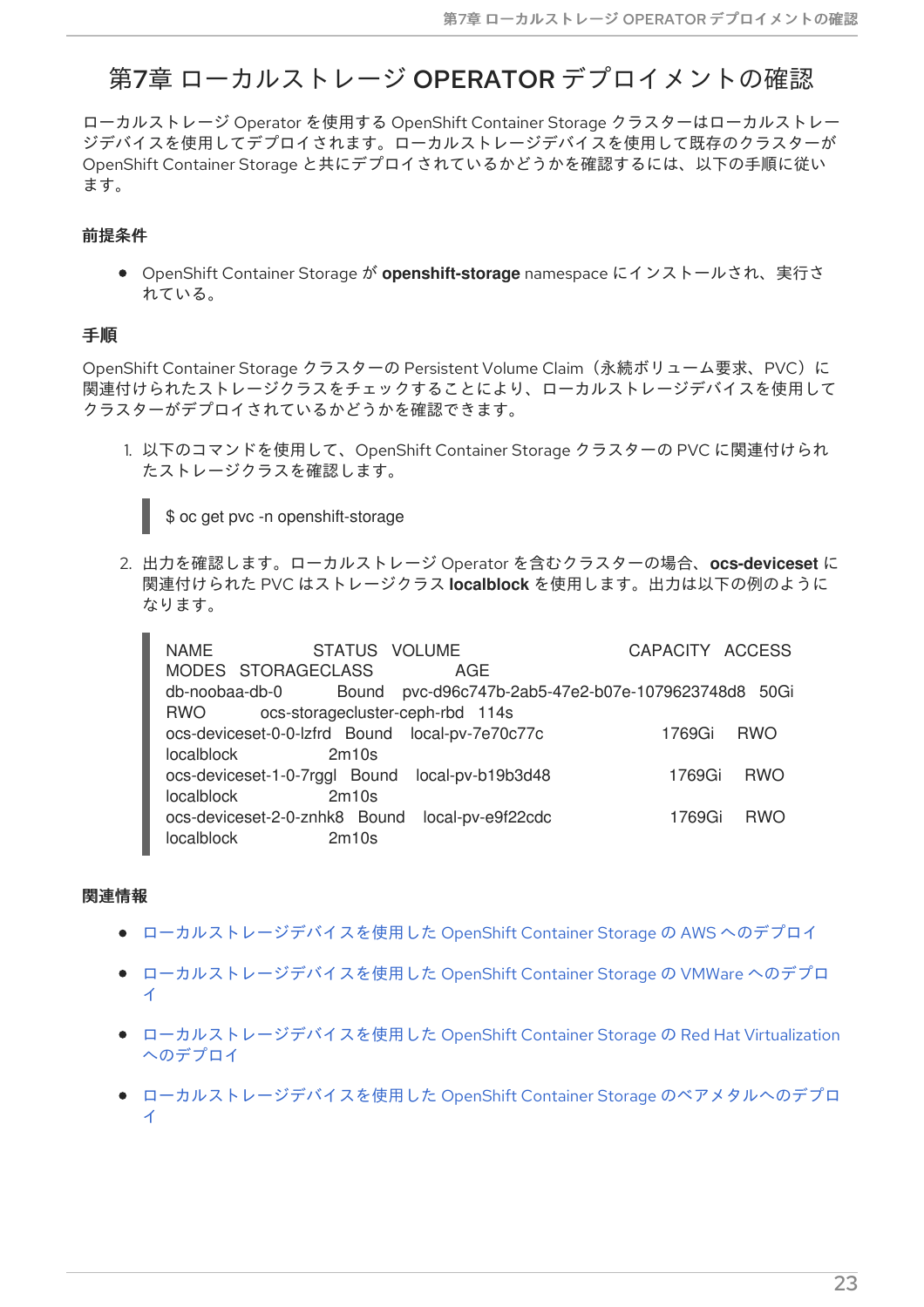# 第7章 ローカルストレージ OPERATOR デプロイメントの確認

ローカルストレージ Operator を使用する OpenShift Container Storage クラスターはローカルストレージデバイスを使用してデプロイされます。ローカルストレージデバイスを使用して既存のクラスターが OpenShift Container Storage と共にデプロイされているかどうかを確認するには、以下の手順に従います。

### 前提条件

- OpenShift Container Storage が **openshift-storage** namespace にインストールされ、実行されている。

### 手順

OpenShift Container Storage クラスターの Persistent Volume Claim（永続ボリューム要求、PVC）に関連付けられたストレージクラスをチェックすることにより、ローカルストレージデバイスを使用してクラスターがデプロイされているかどうかを確認できます。

1. 以下のコマンドを使用して、OpenShift Container Storage クラスターの PVC に関連付けられたストレージクラスを確認します。

```
$ oc get pvc -n openshift-storage
```

2. 出力を確認します。ローカルストレージ Operator を含むクラスターの場合、**ocs-deviceset** に関連付けられた PVC はストレージクラス **localblock** を使用します。出力は以下の例のようになります。

```
NAME                STATUS  VOLUME                                     CAPACITY   ACCESS
MODES  STORAGECLASS                AGE
db-noobaa-db-0          Bound    pvc-d96c747b-2ab5-47e2-b07e-1079623748d8   50Gi
RWO         ocs-storagecluster-ceph-rbd   114s
ocs-deviceset-0-0-lzfrd   Bound    local-pv-7e70c77c                          1769Gi     RWO
localblock                2m10s
ocs-deviceset-1-0-7rggl   Bound    local-pv-b19b3d48                          1769Gi     RWO
localblock                2m10s
ocs-deviceset-2-0-znhk8   Bound    local-pv-e9f22cdc                          1769Gi     RWO
localblock                2m10s
```

### 関連情報

- ローカルストレージデバイスを使用した OpenShift Container Storage の AWS へのデプロイ
- ローカルストレージデバイスを使用した OpenShift Container Storage の VMWare へのデプロイ
- ローカルストレージデバイスを使用した OpenShift Container Storage の Red Hat Virtualization へのデプロイ
- ローカルストレージデバイスを使用した OpenShift Container Storage のベアメタルへのデプロイ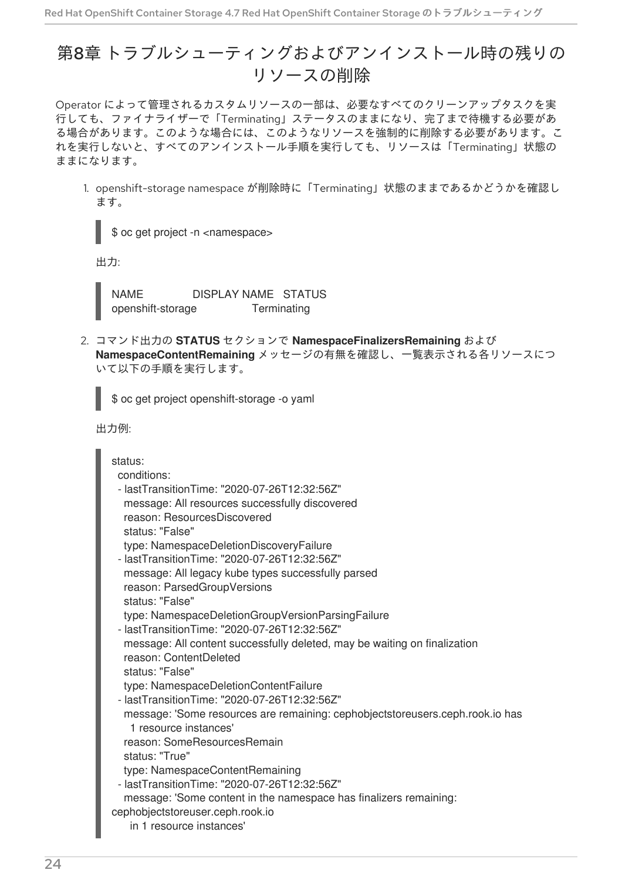# 第8章 トラブルシューティングおよびアンインストール時の残りのリソースの削除

Operator によって管理されるカスタムリソースの一部は、必要なすべてのクリーンアップタスクを実行しても、ファイナライザーで「Terminating」ステータスのままになり、完了まで待機する必要がある場合があります。このような場合には、このようなリソースを強制的に削除する必要があります。これを実行しないと、すべてのアンインストール手順を実行しても、リソースは「Terminating」状態のままになります。

1. openshift-storage namespace が削除時に「Terminating」状態のままであるかどうかを確認します。

   ```
   $ oc get project -n <namespace>
   ```

   出力:

   ```
   NAME              DISPLAY NAME   STATUS
   openshift-storage                Terminating
   ```

2. コマンド出力の **STATUS** セクションで **NamespaceFinalizersRemaining** および **NamespaceContentRemaining** メッセージの有無を確認し、一覧表示される各リソースについて以下の手順を実行します。

   ```
   $ oc get project openshift-storage -o yaml
   ```

   出力例:

   ```
   status:
     conditions:
     - lastTransitionTime: "2020-07-26T12:32:56Z"
       message: All resources successfully discovered
       reason: ResourcesDiscovered
       status: "False"
       type: NamespaceDeletionDiscoveryFailure
     - lastTransitionTime: "2020-07-26T12:32:56Z"
       message: All legacy kube types successfully parsed
       reason: ParsedGroupVersions
       status: "False"
       type: NamespaceDeletionGroupVersionParsingFailure
     - lastTransitionTime: "2020-07-26T12:32:56Z"
       message: All content successfully deleted, may be waiting on finalization
       reason: ContentDeleted
       status: "False"
       type: NamespaceDeletionContentFailure
     - lastTransitionTime: "2020-07-26T12:32:56Z"
       message: 'Some resources are remaining: cephobjectstoreusers.ceph.rook.io has
         1 resource instances'
       reason: SomeResourcesRemain
       status: "True"
       type: NamespaceContentRemaining
     - lastTransitionTime: "2020-07-26T12:32:56Z"
       message: 'Some content in the namespace has finalizers remaining:
   cephobjectstoreuser.ceph.rook.io
         in 1 resource instances'
   ```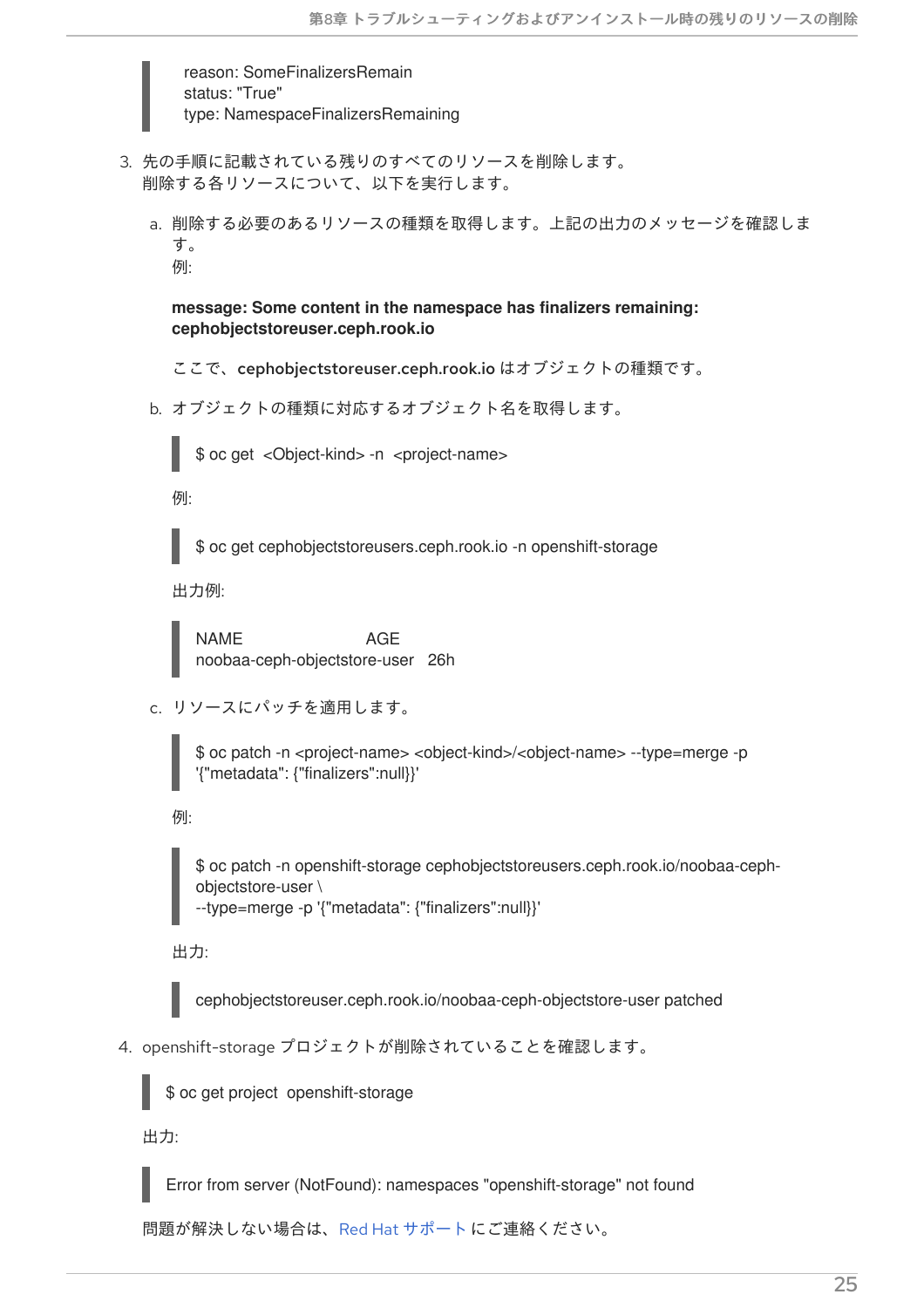```
reason: SomeFinalizersRemain
status: "True"
type: NamespaceFinalizersRemaining
```

3. 先の手順に記載されている残りのすべてのリソースを削除します。
   削除する各リソースについて、以下を実行します。

   a. 削除する必要のあるリソースの種類を取得します。上記の出力のメッセージを確認します。
      例:

      **message: Some content in the namespace has finalizers remaining: cephobjectstoreuser.ceph.rook.io**

      ここで、**cephobjectstoreuser.ceph.rook.io** はオブジェクトの種類です。

   b. オブジェクトの種類に対応するオブジェクト名を取得します。

      ```
      $ oc get  <Object-kind> -n  <project-name>
      ```

      例:

      ```
      $ oc get cephobjectstoreusers.ceph.rook.io -n openshift-storage
      ```

      出力例:

      ```
      NAME                          AGE
      noobaa-ceph-objectstore-user   26h
      ```

   c. リソースにパッチを適用します。

      ```
      $ oc patch -n <project-name> <object-kind>/<object-name> --type=merge -p
      '{"metadata": {"finalizers":null}}'
      ```

      例:

      ```
      $ oc patch -n openshift-storage cephobjectstoreusers.ceph.rook.io/noobaa-ceph-objectstore-user \
      --type=merge -p '{"metadata": {"finalizers":null}}'
      ```

      出力:

      ```
      cephobjectstoreuser.ceph.rook.io/noobaa-ceph-objectstore-user patched
      ```

4. openshift-storage プロジェクトが削除されていることを確認します。

   ```
   $ oc get project  openshift-storage
   ```

   出力:

   ```
   Error from server (NotFound): namespaces "openshift-storage" not found
   ```

   問題が解決しない場合は、Red Hat サポート にご連絡ください。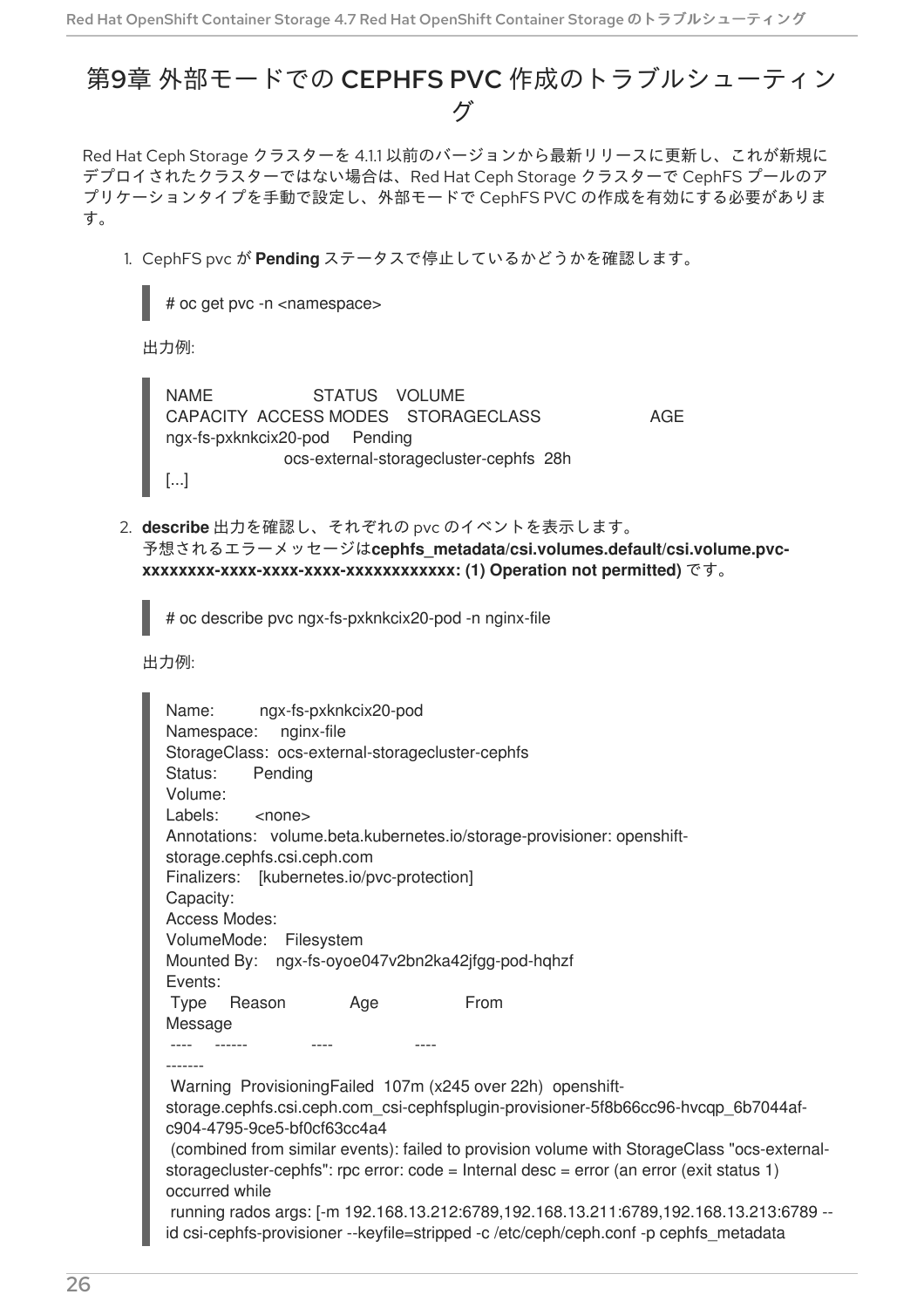# 第9章 外部モードでの CEPHFS PVC 作成のトラブルシューティング

Red Hat Ceph Storage クラスターを 4.1.1 以前のバージョンから最新リリースに更新し、これが新規にデプロイされたクラスターではない場合は、Red Hat Ceph Storage クラスターで CephFS プールのアプリケーションタイプを手動で設定し、外部モードで CephFS PVC の作成を有効にする必要があります。

1. CephFS pvc が **Pending** ステータスで停止しているかどうかを確認します。

   ```
   # oc get pvc -n <namespace>
   ```

   出力例:

   ```
   NAME                    STATUS    VOLUME
   CAPACITY  ACCESS MODES    STORAGECLASS                    AGE
   ngx-fs-pxknkcix20-pod     Pending
                      ocs-external-storagecluster-cephfs  28h
   [...]
   ```

2. **describe** 出力を確認し、それぞれの pvc のイベントを表示します。
   予想されるエラーメッセージは**cephfs_metadata/csi.volumes.default/csi.volume.pvc-xxxxxxxx-xxxx-xxxx-xxxx-xxxxxxxxxxxx: (1) Operation not permitted)** です。

   ```
   # oc describe pvc ngx-fs-pxknkcix20-pod -n nginx-file
   ```

   出力例:

   ```
   Name:         ngx-fs-pxknkcix20-pod
   Namespace:    nginx-file
   StorageClass:  ocs-external-storagecluster-cephfs
   Status:       Pending
   Volume:
   Labels:       <none>
   Annotations:   volume.beta.kubernetes.io/storage-provisioner: openshift-
   storage.cephfs.csi.ceph.com
   Finalizers:    [kubernetes.io/pvc-protection]
   Capacity:
   Access Modes:
   VolumeMode:    Filesystem
   Mounted By:    ngx-fs-oyoe047v2bn2ka42jfgg-pod-hqhzf
   Events:
    Type     Reason              Age                  From
   Message
    ----     ------              ----                 ----
   -------
    Warning  ProvisioningFailed  107m (x245 over 22h)  openshift-
   storage.cephfs.csi.ceph.com_csi-cephfsplugin-provisioner-5f8b66cc96-hvcqp_6b7044af-
   c904-4795-9ce5-bf0cf63cc4a4
    (combined from similar events): failed to provision volume with StorageClass "ocs-external-
   storagecluster-cephfs": rpc error: code = Internal desc = error (an error (exit status 1)
   occurred while
    running rados args: [-m 192.168.13.212:6789,192.168.13.211:6789,192.168.13.213:6789 --
   id csi-cephfs-provisioner --keyfile=stripped -c /etc/ceph/ceph.conf -p cephfs_metadata
   ```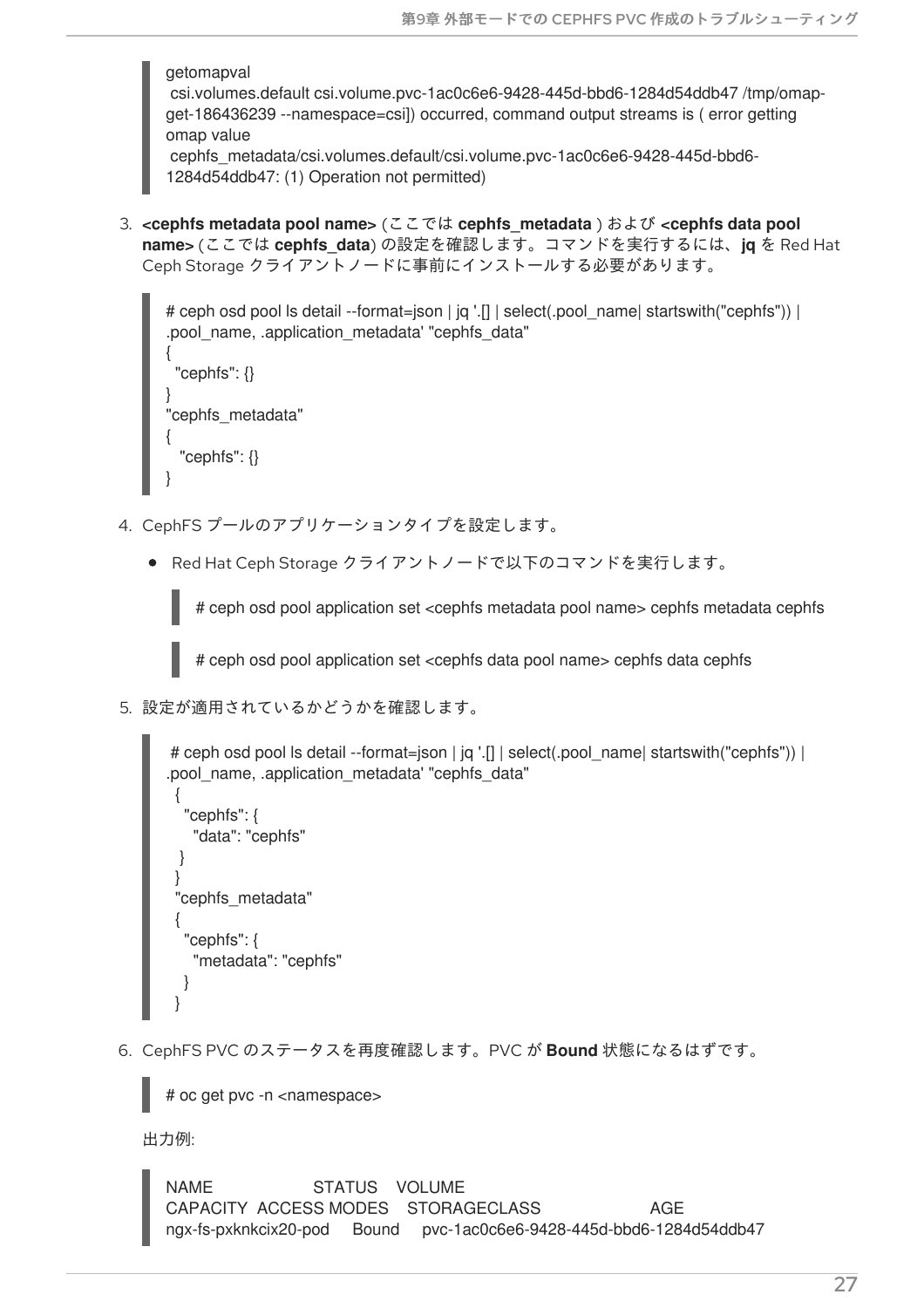```
getomapval
 csi.volumes.default csi.volume.pvc-1ac0c6e6-9428-445d-bbd6-1284d54ddb47 /tmp/omap-get-186436239 --namespace=csi]) occurred, command output streams is ( error getting omap value
 cephfs_metadata/csi.volumes.default/csi.volume.pvc-1ac0c6e6-9428-445d-bbd6-1284d54ddb47: (1) Operation not permitted)
```

3. **<cephfs metadata pool name>** (ここでは **cephfs_metadata** ) および **<cephfs data pool name>** (ここでは **cephfs_data**) の設定を確認します。コマンドを実行するには、**jq** を Red Hat Ceph Storage クライアントノードに事前にインストールする必要があります。

```
# ceph osd pool ls detail --format=json | jq '.[] | select(.pool_name| startswith("cephfs")) | .pool_name, .application_metadata' "cephfs_data"
{
  "cephfs": {}
}
"cephfs_metadata"
{
   "cephfs": {}
}
```

4. CephFS プールのアプリケーションタイプを設定します。

   - Red Hat Ceph Storage クライアントノードで以下のコマンドを実行します。

```
# ceph osd pool application set <cephfs metadata pool name> cephfs metadata cephfs
```

```
# ceph osd pool application set <cephfs data pool name> cephfs data cephfs
```

5. 設定が適用されているかどうかを確認します。

```
 # ceph osd pool ls detail --format=json | jq '.[] | select(.pool_name| startswith("cephfs")) | .pool_name, .application_metadata' "cephfs_data"
  {
    "cephfs": {
      "data": "cephfs"
   }
  }
  "cephfs_metadata"
  {
    "cephfs": {
      "metadata": "cephfs"
    }
  }
```

6. CephFS PVC のステータスを再度確認します。PVC が **Bound** 状態になるはずです。

```
# oc get pvc -n <namespace>
```

出力例:

```
NAME                    STATUS    VOLUME
CAPACITY  ACCESS MODES    STORAGECLASS                AGE
ngx-fs-pxknkcix20-pod     Bound     pvc-1ac0c6e6-9428-445d-bbd6-1284d54ddb47
```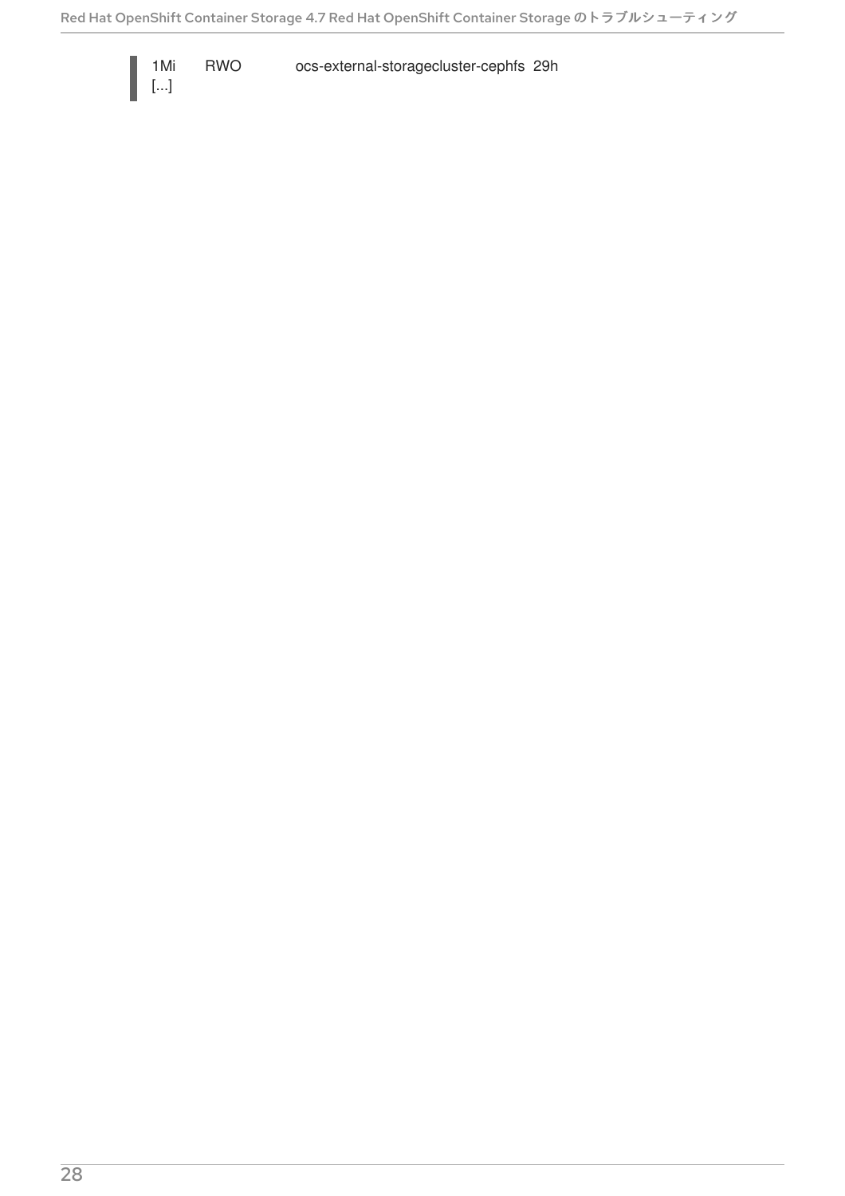```
1Mi       RWO            ocs-external-storagecluster-cephfs  29h
[...]
```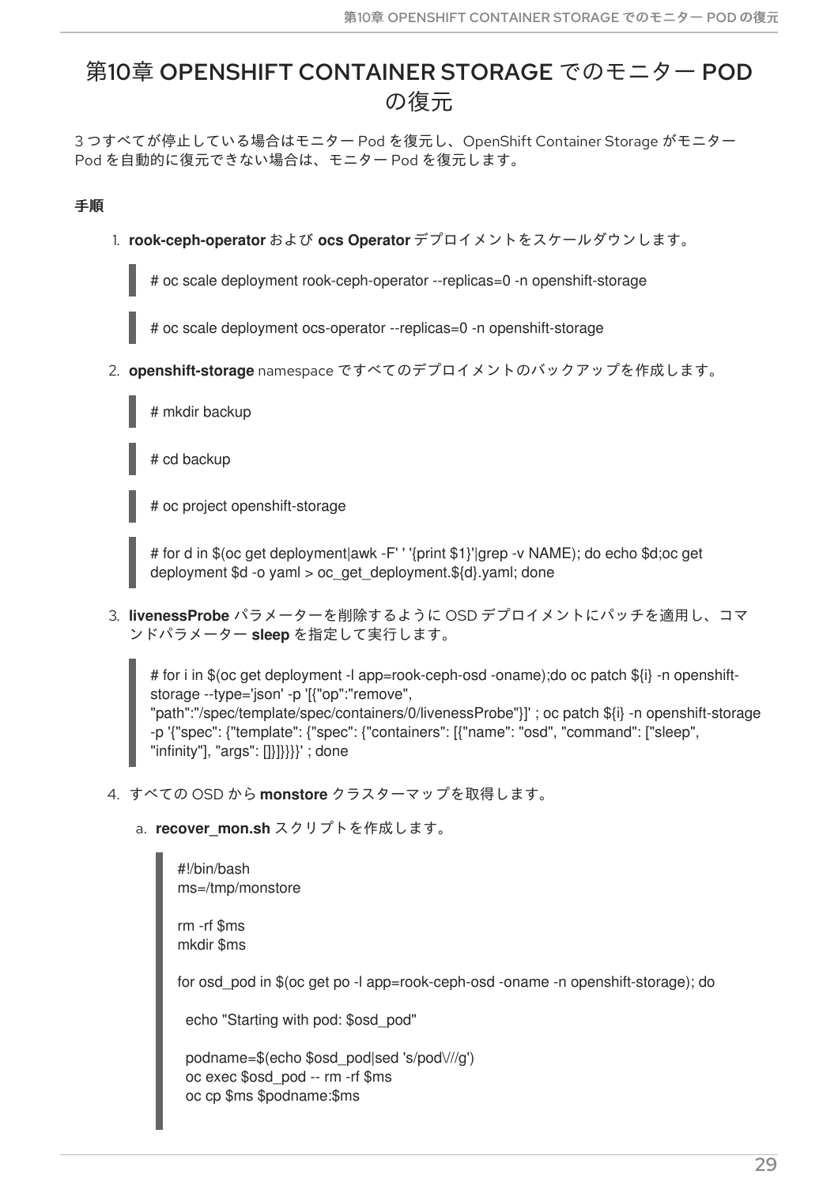# 第10章 OPENSHIFT CONTAINER STORAGE でのモニター POD の復元

3 つすべてが停止している場合はモニター Pod を復元し、OpenShift Container Storage がモニター Pod を自動的に復元できない場合は、モニター Pod を復元します。

**手順**

1. **rook-ceph-operator** および **ocs Operator** デプロイメントをスケールダウンします。

   ```
   # oc scale deployment rook-ceph-operator --replicas=0 -n openshift-storage
   ```

   ```
   # oc scale deployment ocs-operator --replicas=0 -n openshift-storage
   ```

2. **openshift-storage** namespace ですべてのデプロイメントのバックアップを作成します。

   ```
   # mkdir backup
   ```

   ```
   # cd backup
   ```

   ```
   # oc project openshift-storage
   ```

   ```
   # for d in $(oc get deployment|awk -F' ' '{print $1}'|grep -v NAME); do echo $d;oc get deployment $d -o yaml > oc_get_deployment.${d}.yaml; done
   ```

3. **livenessProbe** パラメーターを削除するように OSD デプロイメントにパッチを適用し、コマンドパラメーター **sleep** を指定して実行します。

   ```
   # for i in $(oc get deployment -l app=rook-ceph-osd -oname);do oc patch ${i} -n openshift-storage --type='json' -p '[{"op":"remove", "path":"/spec/template/spec/containers/0/livenessProbe"}]' ; oc patch ${i} -n openshift-storage -p '{"spec": {"template": {"spec": {"containers": [{"name": "osd", "command": ["sleep", "infinity"], "args": []}]}}}}' ; done
   ```

4. すべての OSD から **monstore** クラスターマップを取得します。

   a. **recover_mon.sh** スクリプトを作成します。

   ```
   #!/bin/bash
   ms=/tmp/monstore

   rm -rf $ms
   mkdir $ms

   for osd_pod in $(oc get po -l app=rook-ceph-osd -oname -n openshift-storage); do

     echo "Starting with pod: $osd_pod"

     podname=$(echo $osd_pod|sed 's/pod\///g')
     oc exec $osd_pod -- rm -rf $ms
     oc cp $ms $podname:$ms
   ```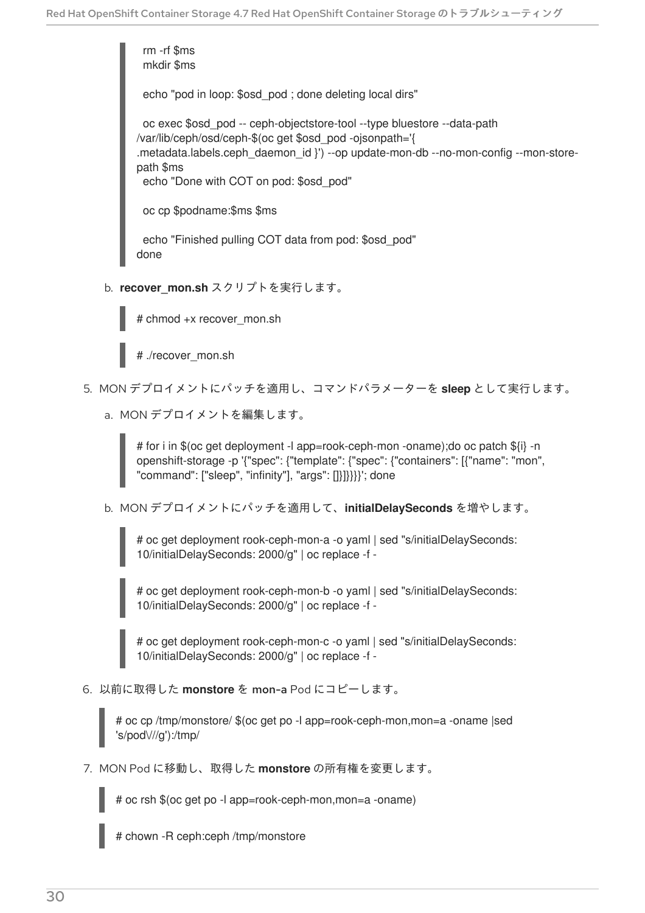```
  rm -rf $ms
  mkdir $ms

  echo "pod in loop: $osd_pod ; done deleting local dirs"

  oc exec $osd_pod -- ceph-objectstore-tool --type bluestore --data-path
/var/lib/ceph/osd/ceph-$(oc get $osd_pod -ojsonpath='{
.metadata.labels.ceph_daemon_id }') --op update-mon-db --no-mon-config --mon-store-
path $ms
  echo "Done with COT on pod: $osd_pod"

  oc cp $podname:$ms $ms

  echo "Finished pulling COT data from pod: $osd_pod"
done
```

b. **recover_mon.sh** スクリプトを実行します。

```
# chmod +x recover_mon.sh
```

```
# ./recover_mon.sh
```

5. MON デプロイメントにパッチを適用し、コマンドパラメーターを **sleep** として実行します。

   a. MON デプロイメントを編集します。

   ```
   # for i in $(oc get deployment -l app=rook-ceph-mon -oname);do oc patch ${i} -n
   openshift-storage -p '{"spec": {"template": {"spec": {"containers": [{"name": "mon",
   "command": ["sleep", "infinity"], "args": []}]}}}}'; done
   ```

   b. MON デプロイメントにパッチを適用して、**initialDelaySeconds** を増やします。

   ```
   # oc get deployment rook-ceph-mon-a -o yaml | sed "s/initialDelaySeconds:
   10/initialDelaySeconds: 2000/g" | oc replace -f -
   ```

   ```
   # oc get deployment rook-ceph-mon-b -o yaml | sed "s/initialDelaySeconds:
   10/initialDelaySeconds: 2000/g" | oc replace -f -
   ```

   ```
   # oc get deployment rook-ceph-mon-c -o yaml | sed "s/initialDelaySeconds:
   10/initialDelaySeconds: 2000/g" | oc replace -f -
   ```

6. 以前に取得した **monstore** を **mon-a** Pod にコピーします。

   ```
   # oc cp /tmp/monstore/ $(oc get po -l app=rook-ceph-mon,mon=a -oname |sed
   's/pod\///g'):/tmp/
   ```

7. MON Pod に移動し、取得した **monstore** の所有権を変更します。

   ```
   # oc rsh $(oc get po -l app=rook-ceph-mon,mon=a -oname)
   ```

   ```
   # chown -R ceph:ceph /tmp/monstore
   ```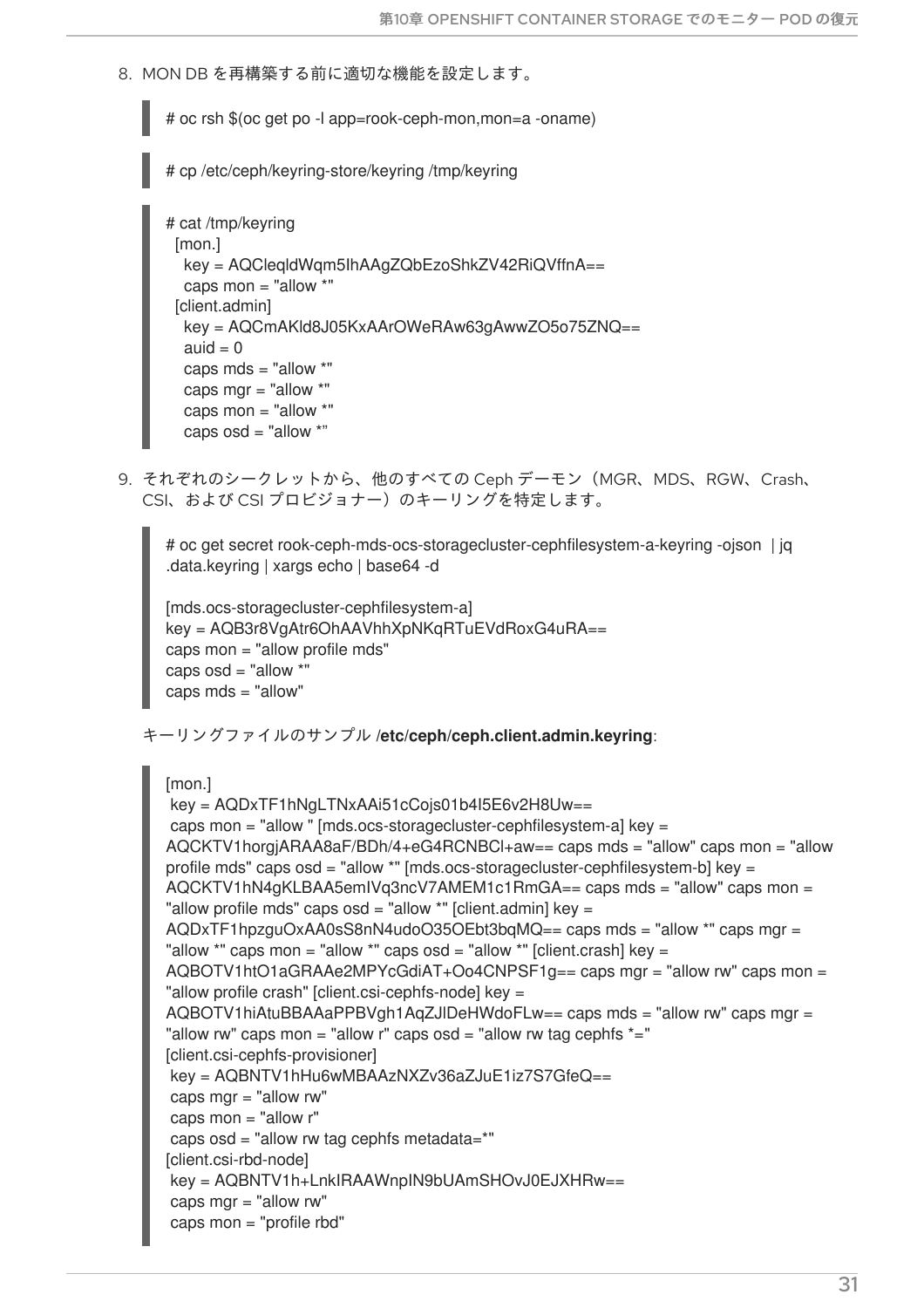8. MON DB を再構築する前に適切な機能を設定します。

```
# oc rsh $(oc get po -l app=rook-ceph-mon,mon=a -oname)
```

```
# cp /etc/ceph/keyring-store/keyring /tmp/keyring
```

```
# cat /tmp/keyring
  [mon.]
    key = AQCleqldWqm5IhAAgZQbEzoShkZV42RiQVffnA==
    caps mon = "allow *"
  [client.admin]
    key = AQCmAKld8J05KxAArOWeRAw63gAwwZO5o75ZNQ==
    auid = 0
    caps mds = "allow *"
    caps mgr = "allow *"
    caps mon = "allow *"
    caps osd = "allow *"
```

9. それぞれのシークレットから、他のすべての Ceph デーモン（MGR、MDS、RGW、Crash、CSI、および CSI プロビジョナー）のキーリングを特定します。

```
# oc get secret rook-ceph-mds-ocs-storagecluster-cephfilesystem-a-keyring -ojson  | jq .data.keyring | xargs echo | base64 -d

[mds.ocs-storagecluster-cephfilesystem-a]
key = AQB3r8VgAtr6OhAAVhhXpNKqRTuEVdRoxG4uRA==
caps mon = "allow profile mds"
caps osd = "allow *"
caps mds = "allow"
```

キーリングファイルのサンプル **/etc/ceph/ceph.client.admin.keyring**:

```
[mon.]
 key = AQDxTF1hNgLTNxAAi51cCojs01b4I5E6v2H8Uw==
 caps mon = "allow " [mds.ocs-storagecluster-cephfilesystem-a] key =
AQCKTV1horgjARAA8aF/BDh/4+eG4RCNBCl+aw== caps mds = "allow" caps mon = "allow
profile mds" caps osd = "allow *" [mds.ocs-storagecluster-cephfilesystem-b] key =
AQCKTV1hN4gKLBAA5emIVq3ncV7AMEM1c1RmGA== caps mds = "allow" caps mon =
"allow profile mds" caps osd = "allow *" [client.admin] key =
AQDxTF1hpzguOxAA0sS8nN4udoO35OEbt3bqMQ== caps mds = "allow *" caps mgr =
"allow *" caps mon = "allow *" caps osd = "allow *" [client.crash] key =
AQBOTV1htO1aGRAAe2MPYcGdiAT+Oo4CNPSF1g== caps mgr = "allow rw" caps mon =
"allow profile crash" [client.csi-cephfs-node] key =
AQBOTV1hiAtuBBAAaPPBVgh1AqZJlDeHWdoFLw== caps mds = "allow rw" caps mgr =
"allow rw" caps mon = "allow r" caps osd = "allow rw tag cephfs *="
[client.csi-cephfs-provisioner]
 key = AQBNTV1hHu6wMBAAzNXZv36aZJuE1iz7S7GfeQ==
 caps mgr = "allow rw"
 caps mon = "allow r"
 caps osd = "allow rw tag cephfs metadata=*"
[client.csi-rbd-node]
 key = AQBNTV1h+LnkIRAAWnpIN9bUAmSHOvJ0EJXHRw==
 caps mgr = "allow rw"
 caps mon = "profile rbd"
```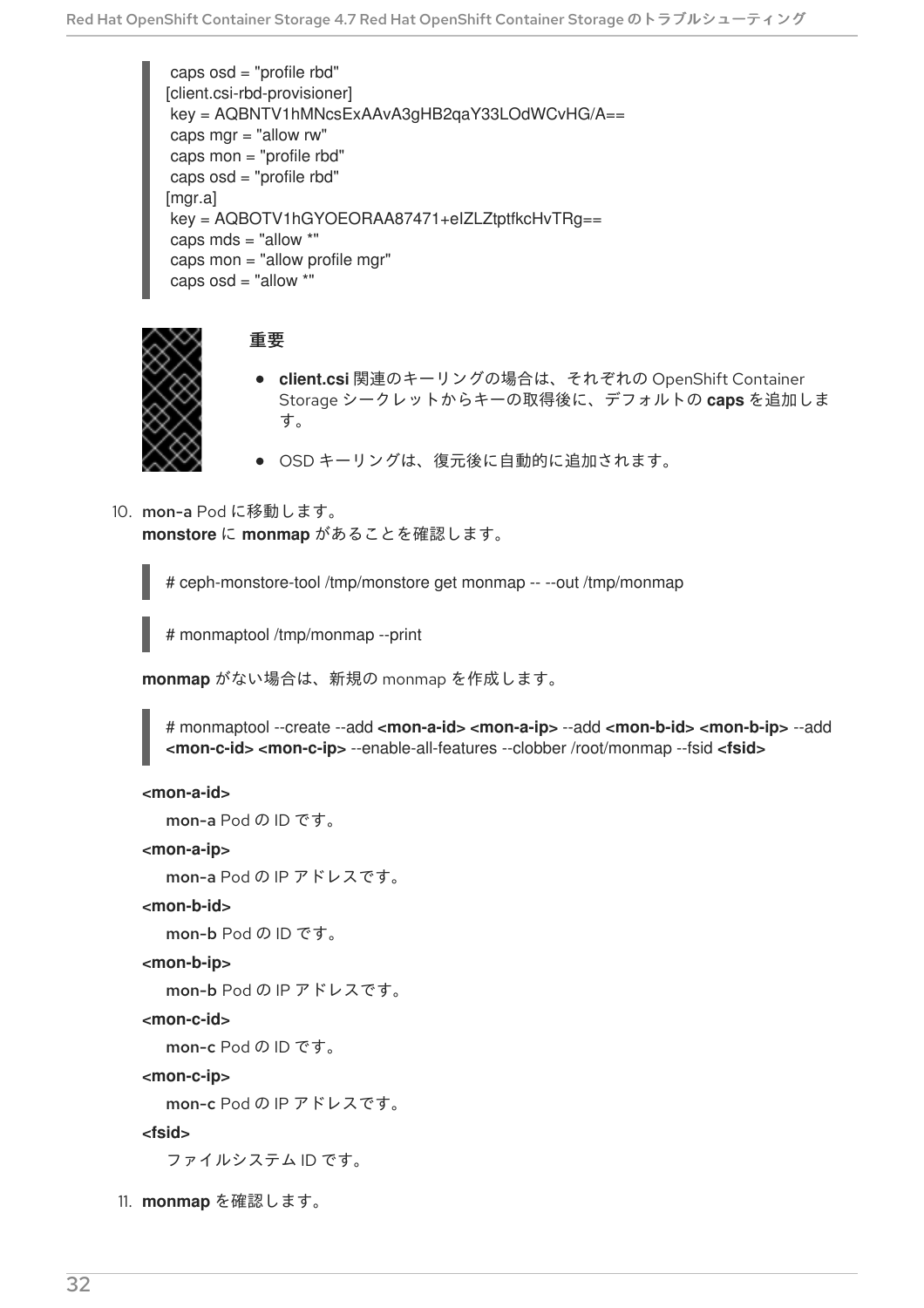```
 caps osd = "profile rbd"
[client.csi-rbd-provisioner]
 key = AQBNTV1hMNcsExAAvA3gHB2qaY33LOdWCvHG/A==
 caps mgr = "allow rw"
 caps mon = "profile rbd"
 caps osd = "profile rbd"
[mgr.a]
 key = AQBOTV1hGYOEORAA87471+eIZLZtptfkcHvTRg==
 caps mds = "allow *"
 caps mon = "allow profile mgr"
 caps osd = "allow *"
```

**重要**

- **client.csi** 関連のキーリングの場合は、それぞれの OpenShift Container Storage シークレットからキーの取得後に、デフォルトの **caps** を追加します。
- OSD キーリングは、復元後に自動的に追加されます。

10. mon-a Pod に移動します。
    **monstore** に **monmap** があることを確認します。

```
# ceph-monstore-tool /tmp/monstore get monmap -- --out /tmp/monmap
```

```
# monmaptool /tmp/monmap --print
```

**monmap** がない場合は、新規の monmap を作成します。

```
# monmaptool --create --add <mon-a-id> <mon-a-ip> --add <mon-b-id> <mon-b-ip> --add <mon-c-id> <mon-c-ip> --enable-all-features --clobber /root/monmap --fsid <fsid>
```

**<mon-a-id>**
: mon-a Pod の ID です。

**<mon-a-ip>**
: mon-a Pod の IP アドレスです。

**<mon-b-id>**
: mon-b Pod の ID です。

**<mon-b-ip>**
: mon-b Pod の IP アドレスです。

**<mon-c-id>**
: mon-c Pod の ID です。

**<mon-c-ip>**
: mon-c Pod の IP アドレスです。

**<fsid>**
: ファイルシステム ID です。

11. **monmap** を確認します。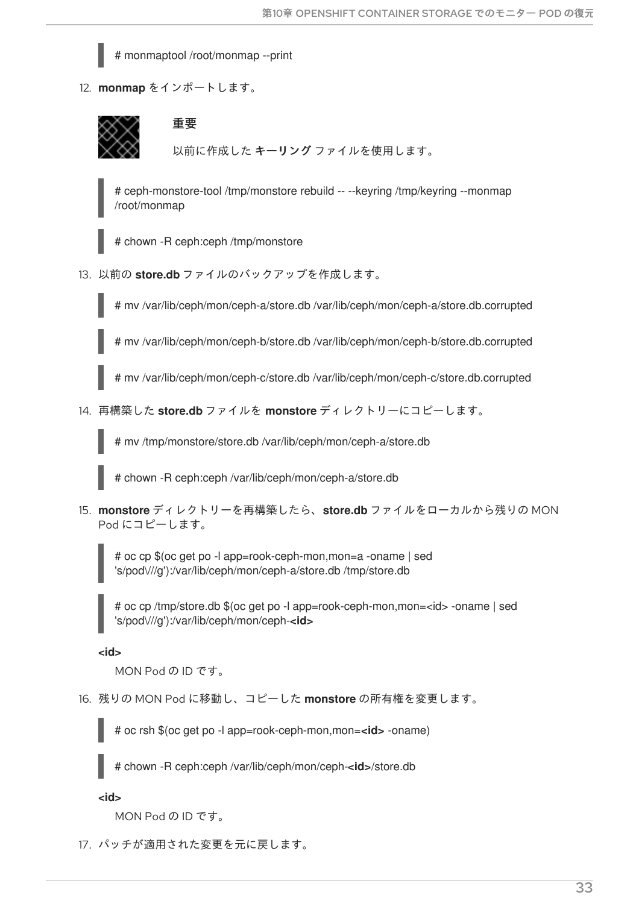```
# monmaptool /root/monmap --print
```

12. **monmap** をインポートします。

**重要**

以前に作成した **キーリング** ファイルを使用します。

```
# ceph-monstore-tool /tmp/monstore rebuild -- --keyring /tmp/keyring --monmap /root/monmap
```

```
# chown -R ceph:ceph /tmp/monstore
```

13. 以前の **store.db** ファイルのバックアップを作成します。

```
# mv /var/lib/ceph/mon/ceph-a/store.db /var/lib/ceph/mon/ceph-a/store.db.corrupted
```

```
# mv /var/lib/ceph/mon/ceph-b/store.db /var/lib/ceph/mon/ceph-b/store.db.corrupted
```

```
# mv /var/lib/ceph/mon/ceph-c/store.db /var/lib/ceph/mon/ceph-c/store.db.corrupted
```

14. 再構築した **store.db** ファイルを **monstore** ディレクトリーにコピーします。

```
# mv /tmp/monstore/store.db /var/lib/ceph/mon/ceph-a/store.db
```

```
# chown -R ceph:ceph /var/lib/ceph/mon/ceph-a/store.db
```

15. **monstore** ディレクトリーを再構築したら、**store.db** ファイルをローカルから残りの MON Pod にコピーします。

```
# oc cp $(oc get po -l app=rook-ceph-mon,mon=a -oname | sed 's/pod\///g'):/var/lib/ceph/mon/ceph-a/store.db /tmp/store.db
```

```
# oc cp /tmp/store.db $(oc get po -l app=rook-ceph-mon,mon=<id> -oname | sed 's/pod\///g'):/var/lib/ceph/mon/ceph-<id>
```

**<id>**

MON Pod の ID です。

16. 残りの MON Pod に移動し、コピーした **monstore** の所有権を変更します。

```
# oc rsh $(oc get po -l app=rook-ceph-mon,mon=<id> -oname)
```

```
# chown -R ceph:ceph /var/lib/ceph/mon/ceph-<id>/store.db
```

**<id>**

MON Pod の ID です。

17. パッチが適用された変更を元に戻します。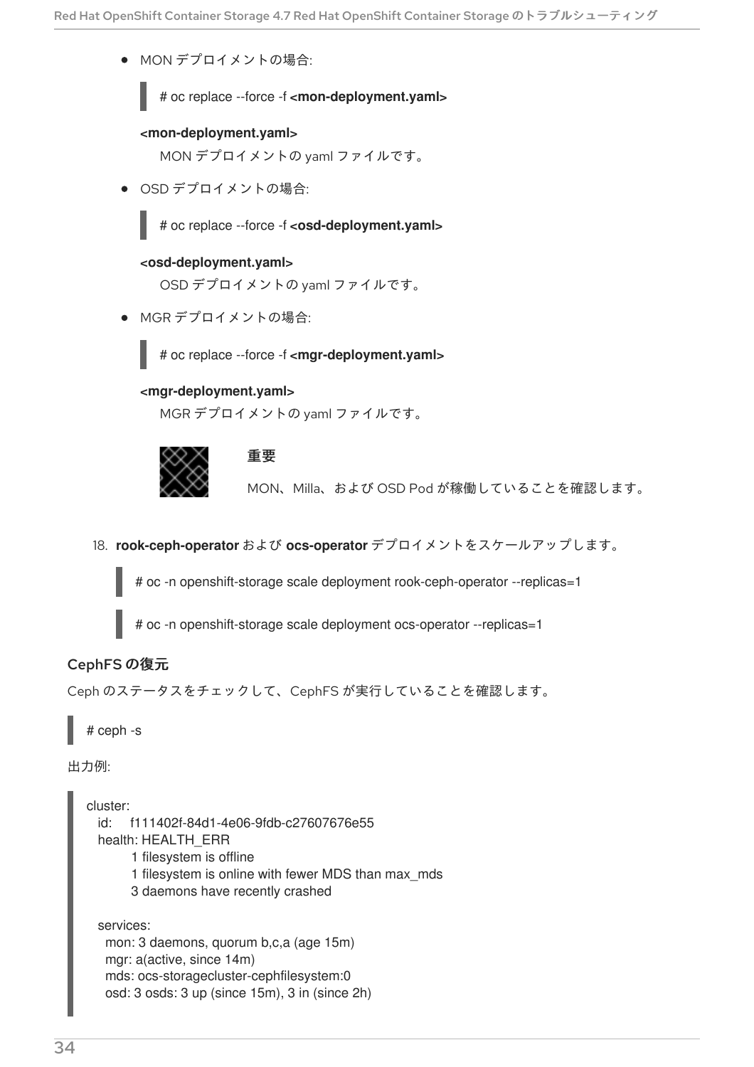- MON デプロイメントの場合:

```
# oc replace --force -f <mon-deployment.yaml>
```

**<mon-deployment.yaml>**
MON デプロイメントの yaml ファイルです。

- OSD デプロイメントの場合:

```
# oc replace --force -f <osd-deployment.yaml>
```

**<osd-deployment.yaml>**
OSD デプロイメントの yaml ファイルです。

- MGR デプロイメントの場合:

```
# oc replace --force -f <mgr-deployment.yaml>
```

**<mgr-deployment.yaml>**
MGR デプロイメントの yaml ファイルです。

> **重要**
>
> MON、Milla、および OSD Pod が稼働していることを確認します。

18. **rook-ceph-operator** および **ocs-operator** デプロイメントをスケールアップします。

```
# oc -n openshift-storage scale deployment rook-ceph-operator --replicas=1
```

```
# oc -n openshift-storage scale deployment ocs-operator --replicas=1
```

### CephFS の復元

Ceph のステータスをチェックして、CephFS が実行していることを確認します。

```
# ceph -s
```

出力例:

```
cluster:
  id:    f111402f-84d1-4e06-9fdb-c27607676e55
  health: HEALTH_ERR
          1 filesystem is offline
          1 filesystem is online with fewer MDS than max_mds
          3 daemons have recently crashed

  services:
    mon: 3 daemons, quorum b,c,a (age 15m)
    mgr: a(active, since 14m)
    mds: ocs-storagecluster-cephfilesystem:0
    osd: 3 osds: 3 up (since 15m), 3 in (since 2h)
```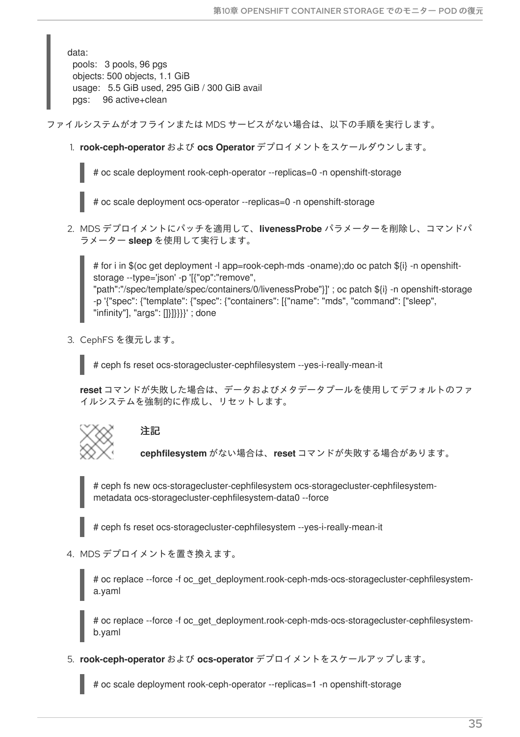```
data:
  pools:   3 pools, 96 pgs
  objects: 500 objects, 1.1 GiB
  usage:   5.5 GiB used, 295 GiB / 300 GiB avail
  pgs:     96 active+clean
```

ファイルシステムがオフラインまたは MDS サービスがない場合は、以下の手順を実行します。

1. **rook-ceph-operator** および **ocs Operator** デプロイメントをスケールダウンします。

   ```
   # oc scale deployment rook-ceph-operator --replicas=0 -n openshift-storage
   ```

   ```
   # oc scale deployment ocs-operator --replicas=0 -n openshift-storage
   ```

2. MDS デプロイメントにパッチを適用して、**livenessProbe** パラメーターを削除し、コマンドパラメーター **sleep** を使用して実行します。

   ```
   # for i in $(oc get deployment -l app=rook-ceph-mds -oname);do oc patch ${i} -n openshift-storage --type='json' -p '[{"op":"remove", "path":"/spec/template/spec/containers/0/livenessProbe"}]' ; oc patch ${i} -n openshift-storage -p '{"spec": {"template": {"spec": {"containers": [{"name": "mds", "command": ["sleep", "infinity"], "args": []}]}}}}' ; done
   ```

3. CephFS を復元します。

   ```
   # ceph fs reset ocs-storagecluster-cephfilesystem --yes-i-really-mean-it
   ```

   **reset** コマンドが失敗した場合は、データおよびメタデータプールを使用してデフォルトのファイルシステムを強制的に作成し、リセットします。

   **注記**

   **cephfilesystem** がない場合は、**reset** コマンドが失敗する場合があります。

   ```
   # ceph fs new ocs-storagecluster-cephfilesystem ocs-storagecluster-cephfilesystem-metadata ocs-storagecluster-cephfilesystem-data0 --force
   ```

   ```
   # ceph fs reset ocs-storagecluster-cephfilesystem --yes-i-really-mean-it
   ```

4. MDS デプロイメントを置き換えます。

   ```
   # oc replace --force -f oc_get_deployment.rook-ceph-mds-ocs-storagecluster-cephfilesystem-a.yaml
   ```

   ```
   # oc replace --force -f oc_get_deployment.rook-ceph-mds-ocs-storagecluster-cephfilesystem-b.yaml
   ```

5. **rook-ceph-operator** および **ocs-operator** デプロイメントをスケールアップします。

   ```
   # oc scale deployment rook-ceph-operator --replicas=1 -n openshift-storage
   ```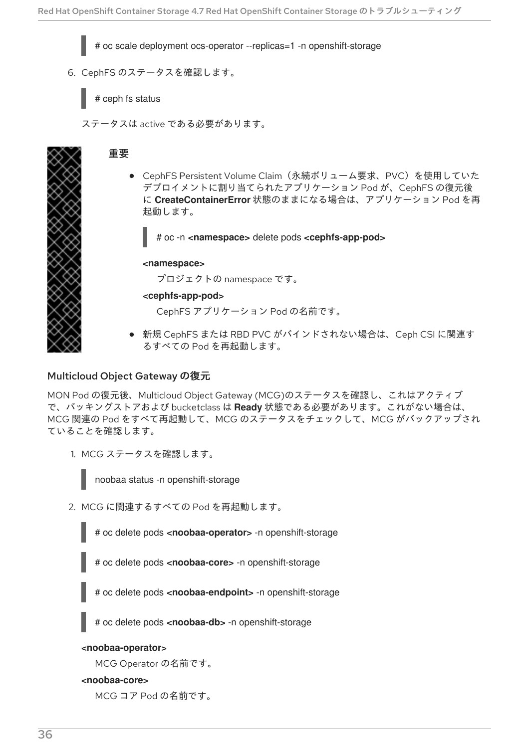```
# oc scale deployment ocs-operator --replicas=1 -n openshift-storage
```

6. CephFS のステータスを確認します。

```
# ceph fs status
```

ステータスは active である必要があります。

> **重要**
>
> - CephFS Persistent Volume Claim（永続ボリューム要求、PVC）を使用していたデプロイメントに割り当てられたアプリケーション Pod が、CephFS の復元後に **CreateContainerError** 状態のままになる場合は、アプリケーション Pod を再起動します。
>
> ```
> # oc -n <namespace> delete pods <cephfs-app-pod>
> ```
>
> **<namespace>**
>
> プロジェクトの namespace です。
>
> **<cephfs-app-pod>**
>
> CephFS アプリケーション Pod の名前です。
>
> - 新規 CephFS または RBD PVC がバインドされない場合は、Ceph CSI に関連するすべての Pod を再起動します。

### Multicloud Object Gateway の復元

MON Pod の復元後、Multicloud Object Gateway (MCG)のステータスを確認し、これはアクティブで、バッキングストアおよび bucketclass は **Ready** 状態である必要があります。これがない場合は、MCG 関連の Pod をすべて再起動して、MCG のステータスをチェックして、MCG がバックアップされていることを確認します。

1. MCG ステータスを確認します。

```
noobaa status -n openshift-storage
```

2. MCG に関連するすべての Pod を再起動します。

```
# oc delete pods <noobaa-operator> -n openshift-storage
```

```
# oc delete pods <noobaa-core> -n openshift-storage
```

```
# oc delete pods <noobaa-endpoint> -n openshift-storage
```

```
# oc delete pods <noobaa-db> -n openshift-storage
```

**<noobaa-operator>**

MCG Operator の名前です。

**<noobaa-core>**

MCG コア Pod の名前です。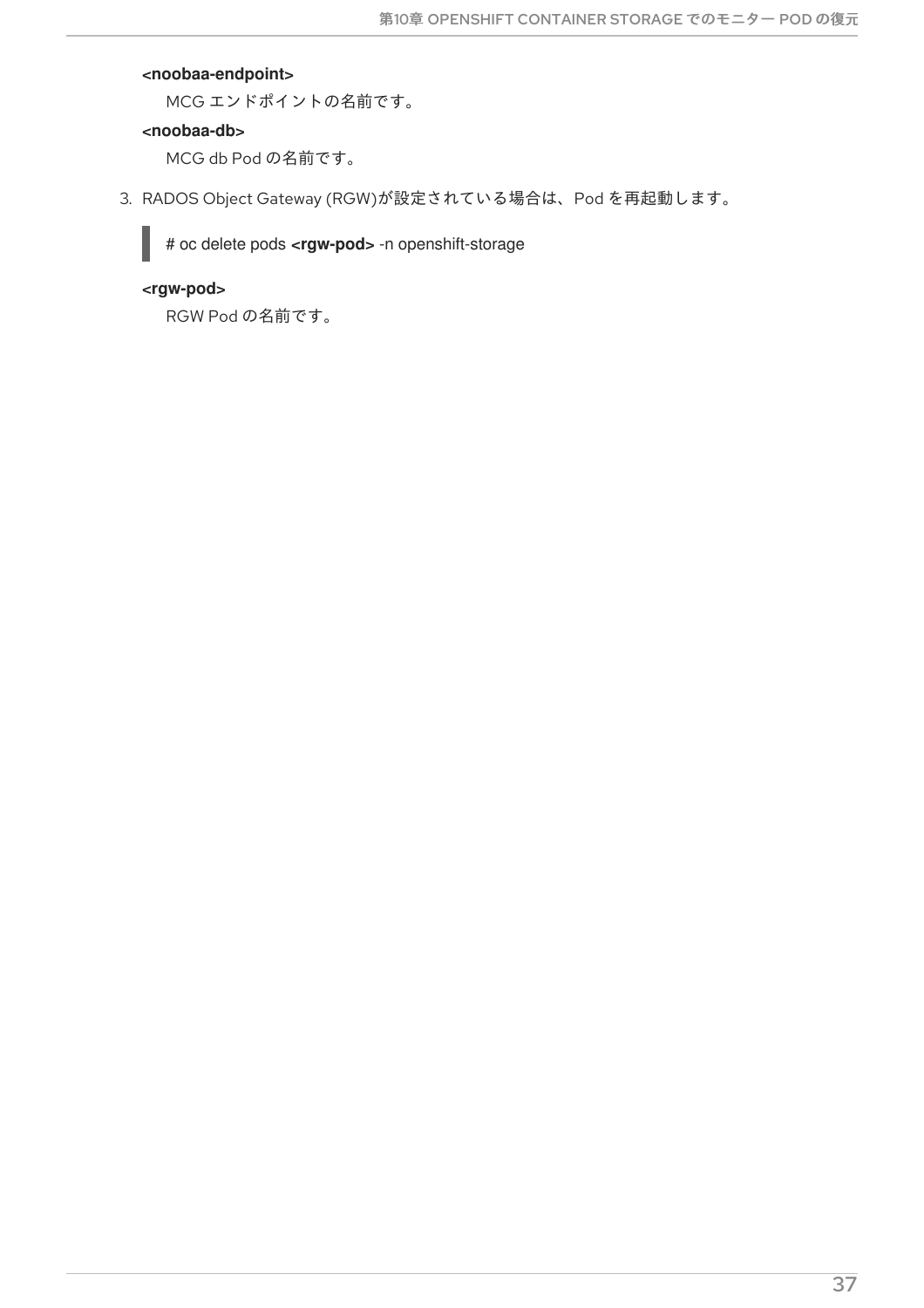**<noobaa-endpoint>**

MCG エンドポイントの名前です。

**<noobaa-db>**

MCG db Pod の名前です。

3. RADOS Object Gateway (RGW)が設定されている場合は、Pod を再起動します。

```
# oc delete pods <rgw-pod> -n openshift-storage
```

**<rgw-pod>**

RGW Pod の名前です。